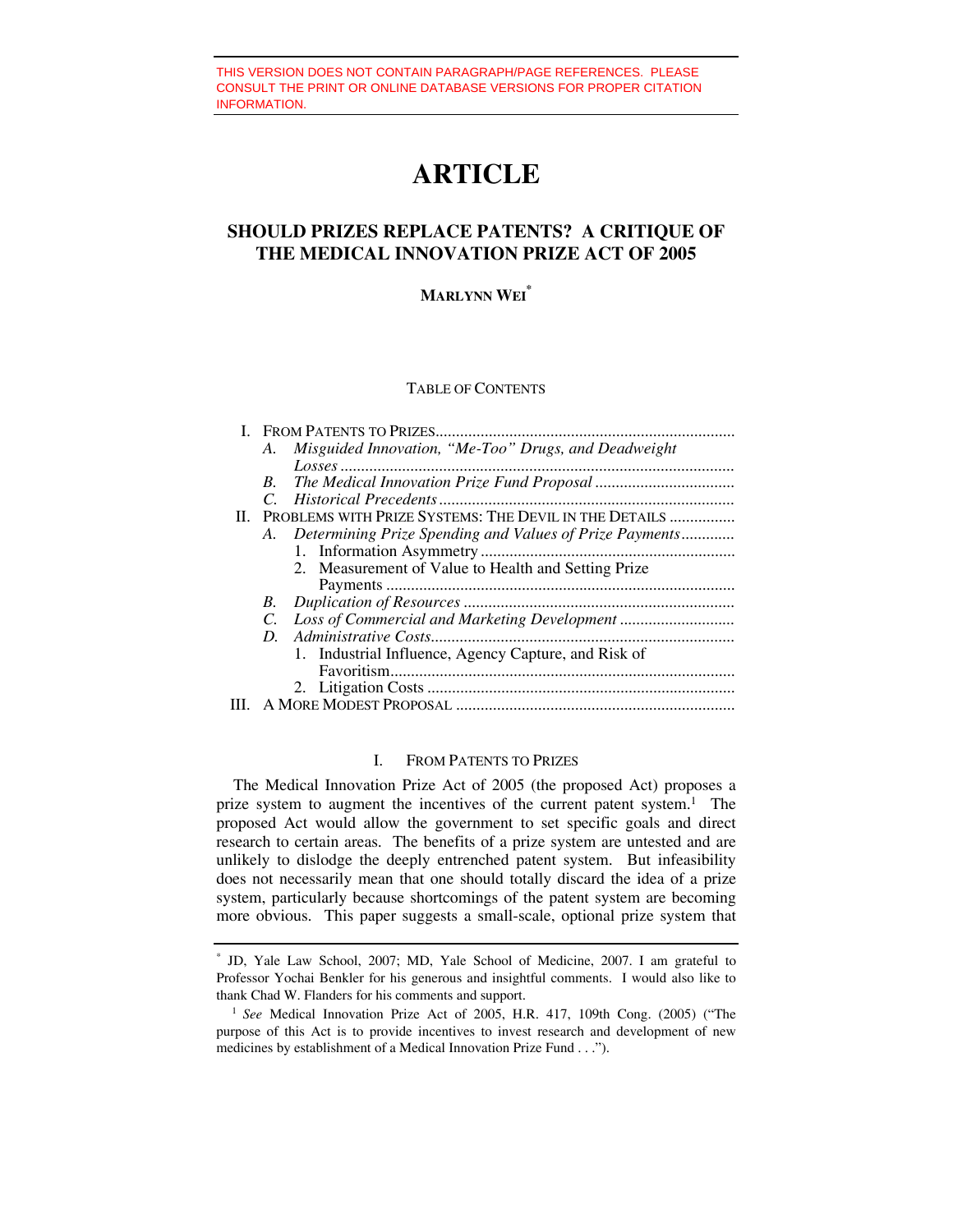THIS VERSION DOES NOT CONTAIN PARAGRAPH/PAGE REFERENCES. PLEASE CONSULT THE PRINT OR ONLINE DATABASE VERSIONS FOR PROPER CITATION INFORMATION.

# ARTICLE

## SHOULD PRIZES REPLACE PATENTS? A CRITIQUE OF THE MEDICAL INNOVATION PRIZE ACT OF 2005

**MARLYNN WEI***

TABLE OF CONTENTS

- I. FROM PATENTS TO PRIZES
  - *A. Misguided Innovation, "Me-Too" Drugs, and Deadweight Losses*
  - *B. The Medical Innovation Prize Fund Proposal*
  - *C. Historical Precedents*
- II. PROBLEMS WITH PRIZE SYSTEMS: THE DEVIL IN THE DETAILS
  - *A. Determining Prize Spending and Values of Prize Payments*
    1. Information Asymmetry
    2. Measurement of Value to Health and Setting Prize Payments
  - *B. Duplication of Resources*
  - *C. Loss of Commercial and Marketing Development*
  - *D. Administrative Costs*
    1. Industrial Influence, Agency Capture, and Risk of Favoritism
    2. Litigation Costs
- III. A MORE MODEST PROPOSAL

### I. FROM PATENTS TO PRIZES

The Medical Innovation Prize Act of 2005 (the proposed Act) proposes a prize system to augment the incentives of the current patent system.[1] The proposed Act would allow the government to set specific goals and direct research to certain areas. The benefits of a prize system are untested and are unlikely to dislodge the deeply entrenched patent system. But infeasibility does not necessarily mean that one should totally discard the idea of a prize system, particularly because shortcomings of the patent system are becoming more obvious. This paper suggests a small-scale, optional prize system that

---

\* JD, Yale Law School, 2007; MD, Yale School of Medicine, 2007. I am grateful to Professor Yochai Benkler for his generous and insightful comments. I would also like to thank Chad W. Flanders for his comments and support.

[1] *See* Medical Innovation Prize Act of 2005, H.R. 417, 109th Cong. (2005) ("The purpose of this Act is to provide incentives to invest research and development of new medicines by establishment of a Medical Innovation Prize Fund . . .").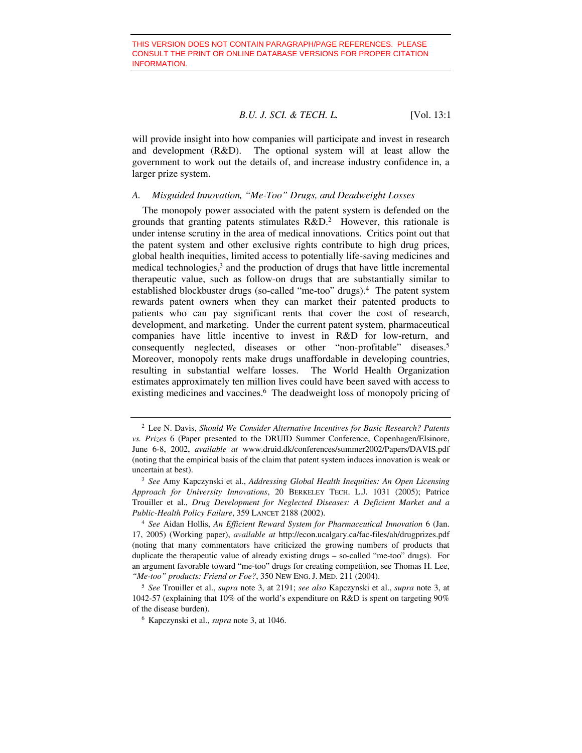THIS VERSION DOES NOT CONTAIN PARAGRAPH/PAGE REFERENCES. PLEASE CONSULT THE PRINT OR ONLINE DATABASE VERSIONS FOR PROPER CITATION INFORMATION.

will provide insight into how companies will participate and invest in research and development (R&D). The optional system will at least allow the government to work out the details of, and increase industry confidence in, a larger prize system.

### *A. Misguided Innovation, "Me-Too" Drugs, and Deadweight Losses*

The monopoly power associated with the patent system is defended on the grounds that granting patents stimulates R&D.[2] However, this rationale is under intense scrutiny in the area of medical innovations. Critics point out that the patent system and other exclusive rights contribute to high drug prices, global health inequities, limited access to potentially life-saving medicines and medical technologies,[3] and the production of drugs that have little incremental therapeutic value, such as follow-on drugs that are substantially similar to established blockbuster drugs (so-called "me-too" drugs).[4] The patent system rewards patent owners when they can market their patented products to patients who can pay significant rents that cover the cost of research, development, and marketing. Under the current patent system, pharmaceutical companies have little incentive to invest in R&D for low-return, and consequently neglected, diseases or other "non-profitable" diseases.[5] Moreover, monopoly rents make drugs unaffordable in developing countries, resulting in substantial welfare losses. The World Health Organization estimates approximately ten million lives could have been saved with access to existing medicines and vaccines.[6] The deadweight loss of monopoly pricing of

---

[2] Lee N. Davis, *Should We Consider Alternative Incentives for Basic Research? Patents vs. Prizes* 6 (Paper presented to the DRUID Summer Conference, Copenhagen/Elsinore, June 6-8, 2002, *available at* www.druid.dk/conferences/summer2002/Papers/DAVIS.pdf (noting that the empirical basis of the claim that patent system induces innovation is weak or uncertain at best).

[3] *See* Amy Kapczynski et al., *Addressing Global Health Inequities: An Open Licensing Approach for University Innovations*, 20 BERKELEY TECH. L.J. 1031 (2005); Patrice Trouiller et al., *Drug Development for Neglected Diseases: A Deficient Market and a Public-Health Policy Failure*, 359 LANCET 2188 (2002).

[4] *See* Aidan Hollis, *An Efficient Reward System for Pharmaceutical Innovation* 6 (Jan. 17, 2005) (Working paper), *available at* http://econ.ucalgary.ca/fac-files/ah/drugprizes.pdf (noting that many commentators have criticized the growing numbers of products that duplicate the therapeutic value of already existing drugs – so-called "me-too" drugs). For an argument favorable toward "me-too" drugs for creating competition, see Thomas H. Lee, *"Me-too" products: Friend or Foe?*, 350 NEW ENG. J. MED. 211 (2004).

[5] *See* Trouiller et al., *supra* note 3, at 2191; *see also* Kapczynski et al., *supra* note 3, at 1042-57 (explaining that 10% of the world's expenditure on R&D is spent on targeting 90% of the disease burden).

[6] Kapczynski et al., *supra* note 3, at 1046.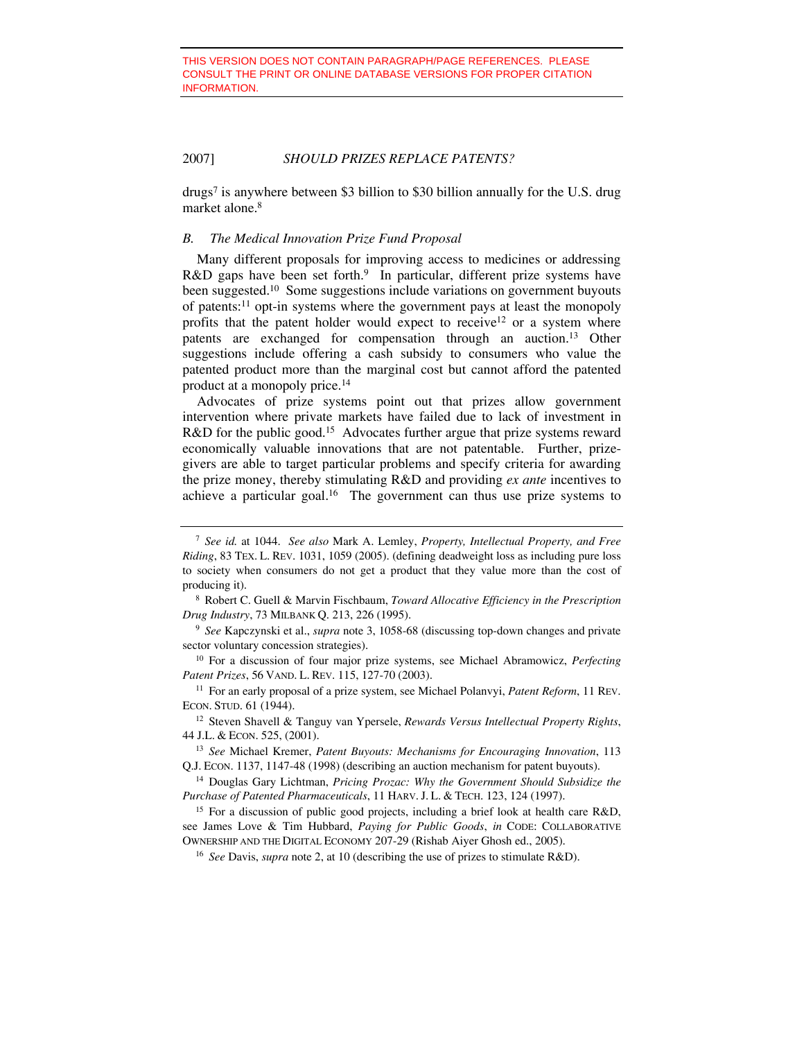THIS VERSION DOES NOT CONTAIN PARAGRAPH/PAGE REFERENCES. PLEASE CONSULT THE PRINT OR ONLINE DATABASE VERSIONS FOR PROPER CITATION INFORMATION.

drugs[7] is anywhere between $3 billion to $30 billion annually for the U.S. drug market alone.[8]

### *B. The Medical Innovation Prize Fund Proposal*

Many different proposals for improving access to medicines or addressing R&D gaps have been set forth.[9] In particular, different prize systems have been suggested.[10] Some suggestions include variations on government buyouts of patents:[11] opt-in systems where the government pays at least the monopoly profits that the patent holder would expect to receive[12] or a system where patents are exchanged for compensation through an auction.[13] Other suggestions include offering a cash subsidy to consumers who value the patented product more than the marginal cost but cannot afford the patented product at a monopoly price.[14]

Advocates of prize systems point out that prizes allow government intervention where private markets have failed due to lack of investment in R&D for the public good.[15] Advocates further argue that prize systems reward economically valuable innovations that are not patentable. Further, prize-givers are able to target particular problems and specify criteria for awarding the prize money, thereby stimulating R&D and providing *ex ante* incentives to achieve a particular goal.[16] The government can thus use prize systems to

---

[7] *See id.* at 1044. *See also* Mark A. Lemley, *Property, Intellectual Property, and Free Riding*, 83 TEX. L. REV. 1031, 1059 (2005). (defining deadweight loss as including pure loss to society when consumers do not get a product that they value more than the cost of producing it).

[8] Robert C. Guell & Marvin Fischbaum, *Toward Allocative Efficiency in the Prescription Drug Industry*, 73 MILBANK Q. 213, 226 (1995).

[9] *See* Kapczynski et al., *supra* note 3, 1058-68 (discussing top-down changes and private sector voluntary concession strategies).

[10] For a discussion of four major prize systems, see Michael Abramowicz, *Perfecting Patent Prizes*, 56 VAND. L. REV. 115, 127-70 (2003).

[11] For an early proposal of a prize system, see Michael Polanvyi, *Patent Reform*, 11 REV. ECON. STUD. 61 (1944).

[12] Steven Shavell & Tanguy van Ypersele, *Rewards Versus Intellectual Property Rights*, 44 J.L. & ECON. 525, (2001).

[13] *See* Michael Kremer, *Patent Buyouts: Mechanisms for Encouraging Innovation*, 113 Q.J. ECON. 1137, 1147-48 (1998) (describing an auction mechanism for patent buyouts).

[14] Douglas Gary Lichtman, *Pricing Prozac: Why the Government Should Subsidize the Purchase of Patented Pharmaceuticals*, 11 HARV. J. L. & TECH. 123, 124 (1997).

[15] For a discussion of public good projects, including a brief look at health care R&D, see James Love & Tim Hubbard, *Paying for Public Goods*, *in* CODE: COLLABORATIVE OWNERSHIP AND THE DIGITAL ECONOMY 207-29 (Rishab Aiyer Ghosh ed., 2005).

[16] *See* Davis, *supra* note 2, at 10 (describing the use of prizes to stimulate R&D).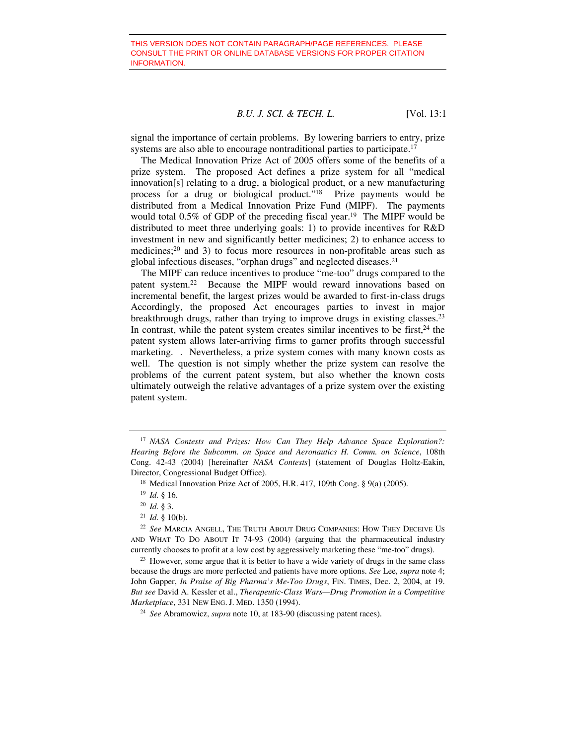THIS VERSION DOES NOT CONTAIN PARAGRAPH/PAGE REFERENCES. PLEASE CONSULT THE PRINT OR ONLINE DATABASE VERSIONS FOR PROPER CITATION INFORMATION.

signal the importance of certain problems. By lowering barriers to entry, prize systems are also able to encourage nontraditional parties to participate.[17]

The Medical Innovation Prize Act of 2005 offers some of the benefits of a prize system. The proposed Act defines a prize system for all "medical innovation[s] relating to a drug, a biological product, or a new manufacturing process for a drug or biological product."[18] Prize payments would be distributed from a Medical Innovation Prize Fund (MIPF). The payments would total 0.5% of GDP of the preceding fiscal year.[19] The MIPF would be distributed to meet three underlying goals: 1) to provide incentives for R&D investment in new and significantly better medicines; 2) to enhance access to medicines;[20] and 3) to focus more resources in non-profitable areas such as global infectious diseases, "orphan drugs" and neglected diseases.[21]

The MIPF can reduce incentives to produce "me-too" drugs compared to the patent system.[22] Because the MIPF would reward innovations based on incremental benefit, the largest prizes would be awarded to first-in-class drugs Accordingly, the proposed Act encourages parties to invest in major breakthrough drugs, rather than trying to improve drugs in existing classes.[23] In contrast, while the patent system creates similar incentives to be first,[24] the patent system allows later-arriving firms to garner profits through successful marketing. . Nevertheless, a prize system comes with many known costs as well. The question is not simply whether the prize system can resolve the problems of the current patent system, but also whether the known costs ultimately outweigh the relative advantages of a prize system over the existing patent system.

---

[17] *NASA Contests and Prizes: How Can They Help Advance Space Exploration?: Hearing Before the Subcomm. on Space and Aeronautics H. Comm. on Science*, 108th Cong. 42-43 (2004) [hereinafter *NASA Contests*] (statement of Douglas Holtz-Eakin, Director, Congressional Budget Office).

[18] Medical Innovation Prize Act of 2005, H.R. 417, 109th Cong. § 9(a) (2005).

[19] *Id.* § 16.

[20] *Id.* § 3.

[21] *Id.* § 10(b).

[22] *See* MARCIA ANGELL, THE TRUTH ABOUT DRUG COMPANIES: HOW THEY DECEIVE US AND WHAT TO DO ABOUT IT 74-93 (2004) (arguing that the pharmaceutical industry currently chooses to profit at a low cost by aggressively marketing these "me-too" drugs).

[23] However, some argue that it is better to have a wide variety of drugs in the same class because the drugs are more perfected and patients have more options. *See* Lee, *supra* note 4; John Gapper, *In Praise of Big Pharma's Me-Too Drugs*, FIN. TIMES, Dec. 2, 2004, at 19. *But see* David A. Kessler et al., *Therapeutic-Class Wars—Drug Promotion in a Competitive Marketplace*, 331 NEW ENG. J. MED. 1350 (1994).

[24] *See* Abramowicz, *supra* note 10, at 183-90 (discussing patent races).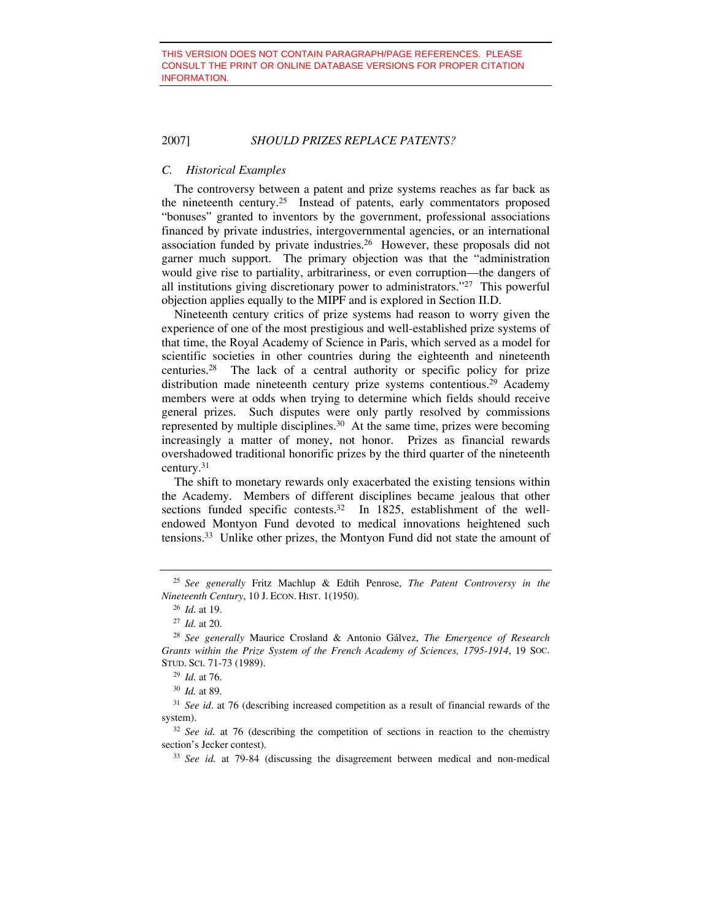THIS VERSION DOES NOT CONTAIN PARAGRAPH/PAGE REFERENCES. PLEASE CONSULT THE PRINT OR ONLINE DATABASE VERSIONS FOR PROPER CITATION INFORMATION.

### *C. Historical Examples*

The controversy between a patent and prize systems reaches as far back as the nineteenth century.[25] Instead of patents, early commentators proposed "bonuses" granted to inventors by the government, professional associations financed by private industries, intergovernmental agencies, or an international association funded by private industries.[26] However, these proposals did not garner much support. The primary objection was that the "administration would give rise to partiality, arbitrariness, or even corruption—the dangers of all institutions giving discretionary power to administrators."[27] This powerful objection applies equally to the MIPF and is explored in Section II.D.

Nineteenth century critics of prize systems had reason to worry given the experience of one of the most prestigious and well-established prize systems of that time, the Royal Academy of Science in Paris, which served as a model for scientific societies in other countries during the eighteenth and nineteenth centuries.[28] The lack of a central authority or specific policy for prize distribution made nineteenth century prize systems contentious.[29] Academy members were at odds when trying to determine which fields should receive general prizes. Such disputes were only partly resolved by commissions represented by multiple disciplines.[30] At the same time, prizes were becoming increasingly a matter of money, not honor. Prizes as financial rewards overshadowed traditional honorific prizes by the third quarter of the nineteenth century.[31]

The shift to monetary rewards only exacerbated the existing tensions within the Academy. Members of different disciplines became jealous that other sections funded specific contests.[32] In 1825, establishment of the well-endowed Montyon Fund devoted to medical innovations heightened such tensions.[33] Unlike other prizes, the Montyon Fund did not state the amount of

---

[25] *See generally* Fritz Machlup & Edtih Penrose, *The Patent Controversy in the Nineteenth Century*, 10 J. ECON. HIST. 1(1950).

[26] *Id.* at 19.

[27] *Id.* at 20.

[28] *See generally* Maurice Crosland & Antonio Gálvez, *The Emergence of Research Grants within the Prize System of the French Academy of Sciences, 1795-1914*, 19 SOC. STUD. SCI. 71-73 (1989).

[29] *Id.* at 76.

[30] *Id.* at 89.

[31] *See id.* at 76 (describing increased competition as a result of financial rewards of the system).

[32] *See id.* at 76 (describing the competition of sections in reaction to the chemistry section's Jecker contest).

[33] *See id.* at 79-84 (discussing the disagreement between medical and non-medical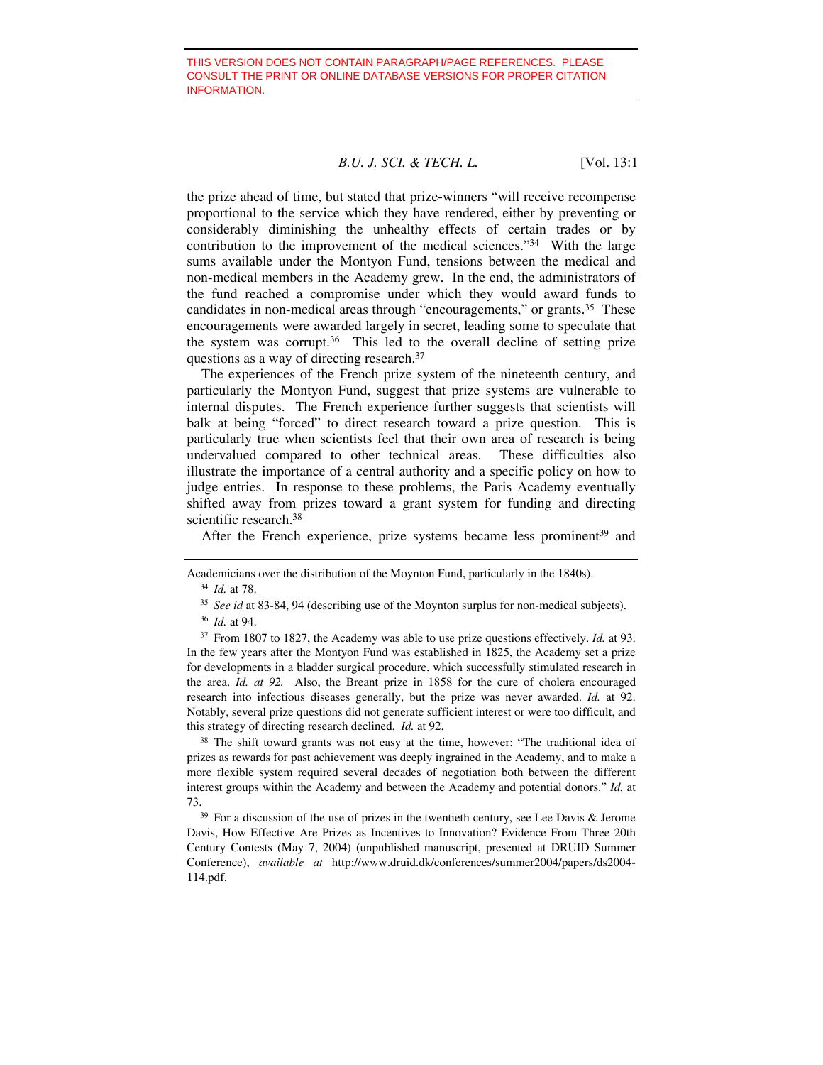THIS VERSION DOES NOT CONTAIN PARAGRAPH/PAGE REFERENCES. PLEASE CONSULT THE PRINT OR ONLINE DATABASE VERSIONS FOR PROPER CITATION INFORMATION.

the prize ahead of time, but stated that prize-winners "will receive recompense proportional to the service which they have rendered, either by preventing or considerably diminishing the unhealthy effects of certain trades or by contribution to the improvement of the medical sciences."[34] With the large sums available under the Montyon Fund, tensions between the medical and non-medical members in the Academy grew. In the end, the administrators of the fund reached a compromise under which they would award funds to candidates in non-medical areas through "encouragements," or grants.[35] These encouragements were awarded largely in secret, leading some to speculate that the system was corrupt.[36] This led to the overall decline of setting prize questions as a way of directing research.[37]

The experiences of the French prize system of the nineteenth century, and particularly the Montyon Fund, suggest that prize systems are vulnerable to internal disputes. The French experience further suggests that scientists will balk at being "forced" to direct research toward a prize question. This is particularly true when scientists feel that their own area of research is being undervalued compared to other technical areas. These difficulties also illustrate the importance of a central authority and a specific policy on how to judge entries. In response to these problems, the Paris Academy eventually shifted away from prizes toward a grant system for funding and directing scientific research.[38]

After the French experience, prize systems became less prominent[39] and

---

Academicians over the distribution of the Moynton Fund, particularly in the 1840s).

[34] *Id.* at 78.

[35] *See id* at 83-84, 94 (describing use of the Moynton surplus for non-medical subjects).

[36] *Id.* at 94.

[37] From 1807 to 1827, the Academy was able to use prize questions effectively. *Id.* at 93. In the few years after the Montyon Fund was established in 1825, the Academy set a prize for developments in a bladder surgical procedure, which successfully stimulated research in the area. *Id. at 92.* Also, the Breant prize in 1858 for the cure of cholera encouraged research into infectious diseases generally, but the prize was never awarded. *Id.* at 92. Notably, several prize questions did not generate sufficient interest or were too difficult, and this strategy of directing research declined. *Id.* at 92.

[38] The shift toward grants was not easy at the time, however: "The traditional idea of prizes as rewards for past achievement was deeply ingrained in the Academy, and to make a more flexible system required several decades of negotiation both between the different interest groups within the Academy and between the Academy and potential donors." *Id.* at 73.

[39] For a discussion of the use of prizes in the twentieth century, see Lee Davis & Jerome Davis, How Effective Are Prizes as Incentives to Innovation? Evidence From Three 20th Century Contests (May 7, 2004) (unpublished manuscript, presented at DRUID Summer Conference), *available at* http://www.druid.dk/conferences/summer2004/papers/ds2004-114.pdf.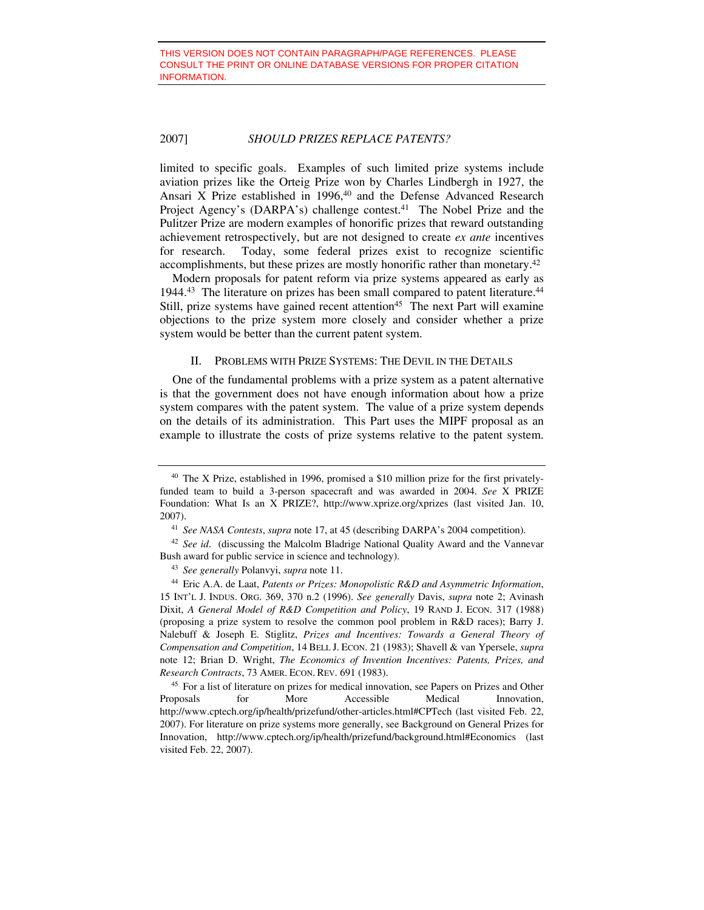THIS VERSION DOES NOT CONTAIN PARAGRAPH/PAGE REFERENCES. PLEASE CONSULT THE PRINT OR ONLINE DATABASE VERSIONS FOR PROPER CITATION INFORMATION.

limited to specific goals. Examples of such limited prize systems include aviation prizes like the Orteig Prize won by Charles Lindbergh in 1927, the Ansari X Prize established in 1996,[40] and the Defense Advanced Research Project Agency's (DARPA's) challenge contest.[41] The Nobel Prize and the Pulitzer Prize are modern examples of honorific prizes that reward outstanding achievement retrospectively, but are not designed to create *ex ante* incentives for research. Today, some federal prizes exist to recognize scientific accomplishments, but these prizes are mostly honorific rather than monetary.[42]

Modern proposals for patent reform via prize systems appeared as early as 1944.[43] The literature on prizes has been small compared to patent literature.[44] Still, prize systems have gained recent attention[45] The next Part will examine objections to the prize system more closely and consider whether a prize system would be better than the current patent system.

## II. PROBLEMS WITH PRIZE SYSTEMS: THE DEVIL IN THE DETAILS

One of the fundamental problems with a prize system as a patent alternative is that the government does not have enough information about how a prize system compares with the patent system. The value of a prize system depends on the details of its administration. This Part uses the MIPF proposal as an example to illustrate the costs of prize systems relative to the patent system.

---

[40] The X Prize, established in 1996, promised a $10 million prize for the first privately-funded team to build a 3-person spacecraft and was awarded in 2004. *See* X PRIZE Foundation: What Is an X PRIZE?, http://www.xprize.org/xprizes (last visited Jan. 10, 2007).

[41] *See NASA Contests*, *supra* note 17, at 45 (describing DARPA's 2004 competition).

[42] *See id*. (discussing the Malcolm Bladrige National Quality Award and the Vannevar Bush award for public service in science and technology).

[43] *See generally* Polanvyi, *supra* note 11.

[44] Eric A.A. de Laat, *Patents or Prizes: Monopolistic R&D and Asymmetric Information*, 15 INT'L J. INDUS. ORG. 369, 370 n.2 (1996). *See generally* Davis, *supra* note 2; Avinash Dixit, *A General Model of R&D Competition and Policy*, 19 RAND J. ECON. 317 (1988) (proposing a prize system to resolve the common pool problem in R&D races); Barry J. Nalebuff & Joseph E. Stiglitz, *Prizes and Incentives: Towards a General Theory of Compensation and Competition*, 14 BELL J. ECON. 21 (1983); Shavell & van Ypersele, *supra* note 12; Brian D. Wright, *The Economics of Invention Incentives: Patents, Prizes, and Research Contracts*, 73 AMER. ECON. REV. 691 (1983).

[45] For a list of literature on prizes for medical innovation, see Papers on Prizes and Other Proposals for More Accessible Medical Innovation, http://www.cptech.org/ip/health/prizefund/other-articles.html#CPTech (last visited Feb. 22, 2007). For literature on prize systems more generally, see Background on General Prizes for Innovation, http://www.cptech.org/ip/health/prizefund/background.html#Economics (last visited Feb. 22, 2007).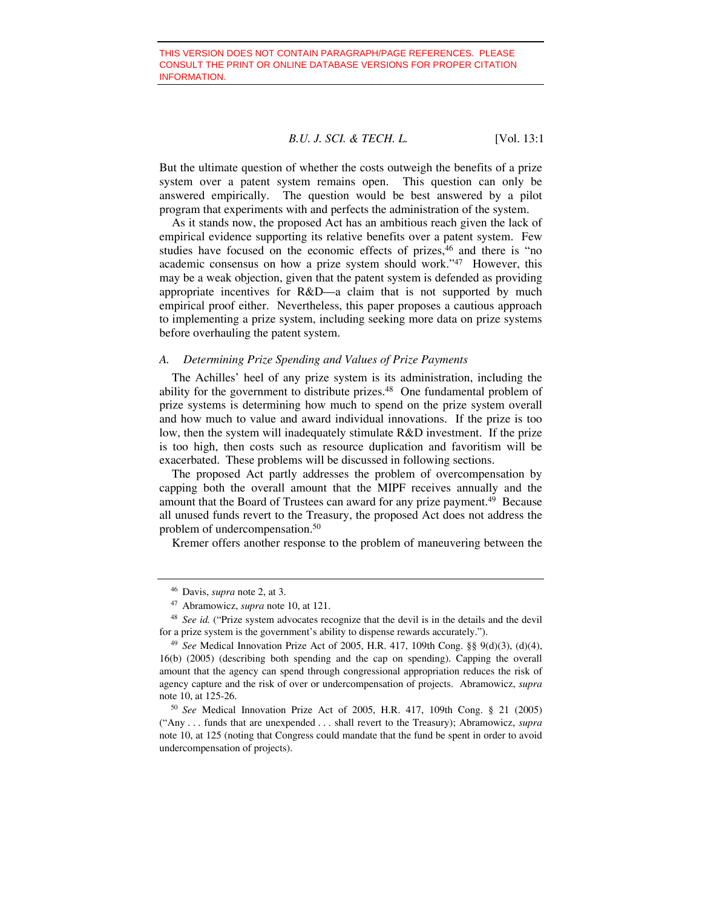THIS VERSION DOES NOT CONTAIN PARAGRAPH/PAGE REFERENCES. PLEASE CONSULT THE PRINT OR ONLINE DATABASE VERSIONS FOR PROPER CITATION INFORMATION.

But the ultimate question of whether the costs outweigh the benefits of a prize system over a patent system remains open. This question can only be answered empirically. The question would be best answered by a pilot program that experiments with and perfects the administration of the system.

As it stands now, the proposed Act has an ambitious reach given the lack of empirical evidence supporting its relative benefits over a patent system. Few studies have focused on the economic effects of prizes,[46] and there is "no academic consensus on how a prize system should work."[47] However, this may be a weak objection, given that the patent system is defended as providing appropriate incentives for R&D—a claim that is not supported by much empirical proof either. Nevertheless, this paper proposes a cautious approach to implementing a prize system, including seeking more data on prize systems before overhauling the patent system.

### *A. Determining Prize Spending and Values of Prize Payments*

The Achilles' heel of any prize system is its administration, including the ability for the government to distribute prizes.[48] One fundamental problem of prize systems is determining how much to spend on the prize system overall and how much to value and award individual innovations. If the prize is too low, then the system will inadequately stimulate R&D investment. If the prize is too high, then costs such as resource duplication and favoritism will be exacerbated. These problems will be discussed in following sections.

The proposed Act partly addresses the problem of overcompensation by capping both the overall amount that the MIPF receives annually and the amount that the Board of Trustees can award for any prize payment.[49] Because all unused funds revert to the Treasury, the proposed Act does not address the problem of undercompensation.[50]

Kremer offers another response to the problem of maneuvering between the

---

[46] Davis, *supra* note 2, at 3.

[47] Abramowicz, *supra* note 10, at 121.

[48] *See id.* ("Prize system advocates recognize that the devil is in the details and the devil for a prize system is the government's ability to dispense rewards accurately.").

[49] *See* Medical Innovation Prize Act of 2005, H.R. 417, 109th Cong. §§ 9(d)(3), (d)(4), 16(b) (2005) (describing both spending and the cap on spending). Capping the overall amount that the agency can spend through congressional appropriation reduces the risk of agency capture and the risk of over or undercompensation of projects. Abramowicz, *supra* note 10, at 125-26.

[50] *See* Medical Innovation Prize Act of 2005, H.R. 417, 109th Cong. § 21 (2005) ("Any . . . funds that are unexpended . . . shall revert to the Treasury); Abramowicz, *supra* note 10, at 125 (noting that Congress could mandate that the fund be spent in order to avoid undercompensation of projects).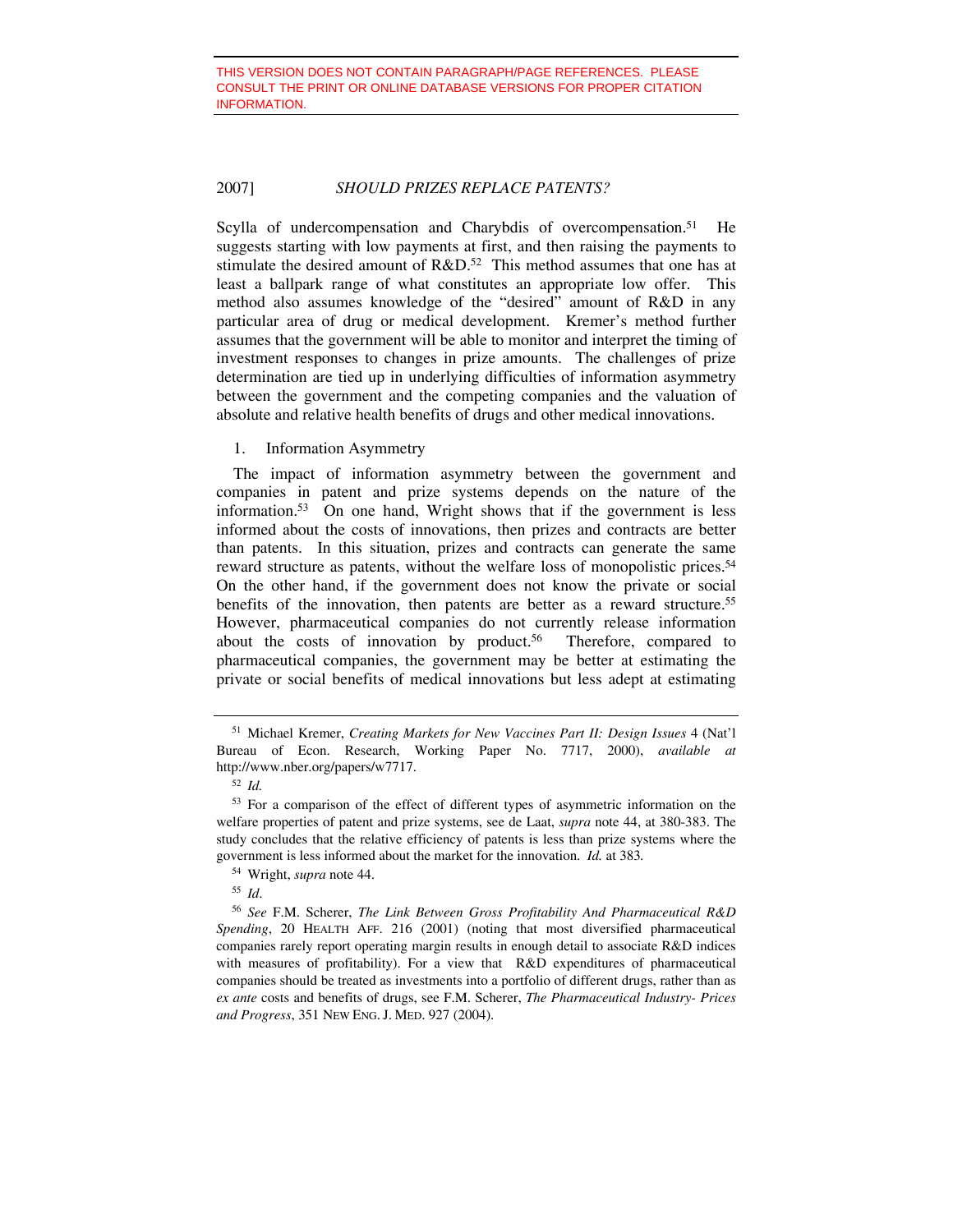Scylla of undercompensation and Charybdis of overcompensation.[51] He suggests starting with low payments at first, and then raising the payments to stimulate the desired amount of R&D.[52] This method assumes that one has at least a ballpark range of what constitutes an appropriate low offer. This method also assumes knowledge of the "desired" amount of R&D in any particular area of drug or medical development. Kremer's method further assumes that the government will be able to monitor and interpret the timing of investment responses to changes in prize amounts. The challenges of prize determination are tied up in underlying difficulties of information asymmetry between the government and the competing companies and the valuation of absolute and relative health benefits of drugs and other medical innovations.

1. Information Asymmetry

The impact of information asymmetry between the government and companies in patent and prize systems depends on the nature of the information.[53] On one hand, Wright shows that if the government is less informed about the costs of innovations, then prizes and contracts are better than patents. In this situation, prizes and contracts can generate the same reward structure as patents, without the welfare loss of monopolistic prices.[54] On the other hand, if the government does not know the private or social benefits of the innovation, then patents are better as a reward structure.[55] However, pharmaceutical companies do not currently release information about the costs of innovation by product.[56] Therefore, compared to pharmaceutical companies, the government may be better at estimating the private or social benefits of medical innovations but less adept at estimating

---

[51] Michael Kremer, *Creating Markets for New Vaccines Part II: Design Issues* 4 (Nat'l Bureau of Econ. Research, Working Paper No. 7717, 2000), *available at* http://www.nber.org/papers/w7717.

[52] *Id.*

[53] For a comparison of the effect of different types of asymmetric information on the welfare properties of patent and prize systems, see de Laat, *supra* note 44, at 380-383. The study concludes that the relative efficiency of patents is less than prize systems where the government is less informed about the market for the innovation. *Id.* at 383.

[54] Wright, *supra* note 44.

[55] *Id*.

[56] *See* F.M. Scherer, *The Link Between Gross Profitability And Pharmaceutical R&D Spending*, 20 HEALTH AFF. 216 (2001) (noting that most diversified pharmaceutical companies rarely report operating margin results in enough detail to associate R&D indices with measures of profitability). For a view that R&D expenditures of pharmaceutical companies should be treated as investments into a portfolio of different drugs, rather than as *ex ante* costs and benefits of drugs, see F.M. Scherer, *The Pharmaceutical Industry- Prices and Progress*, 351 NEW ENG. J. MED. 927 (2004).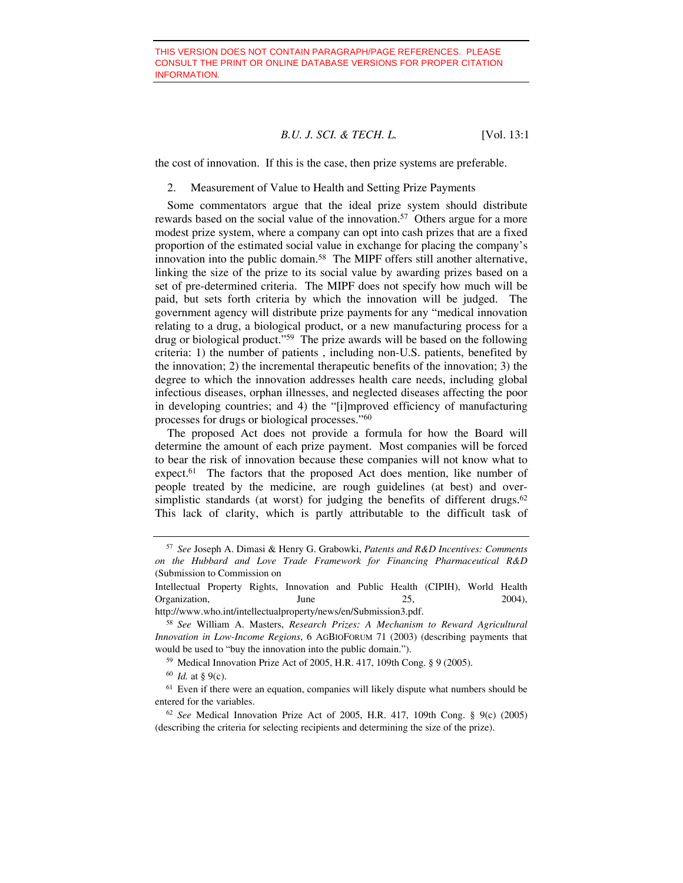THIS VERSION DOES NOT CONTAIN PARAGRAPH/PAGE REFERENCES. PLEASE CONSULT THE PRINT OR ONLINE DATABASE VERSIONS FOR PROPER CITATION INFORMATION.

the cost of innovation. If this is the case, then prize systems are preferable.

### 2. Measurement of Value to Health and Setting Prize Payments

Some commentators argue that the ideal prize system should distribute rewards based on the social value of the innovation.[57] Others argue for a more modest prize system, where a company can opt into cash prizes that are a fixed proportion of the estimated social value in exchange for placing the company's innovation into the public domain.[58] The MIPF offers still another alternative, linking the size of the prize to its social value by awarding prizes based on a set of pre-determined criteria. The MIPF does not specify how much will be paid, but sets forth criteria by which the innovation will be judged. The government agency will distribute prize payments for any "medical innovation relating to a drug, a biological product, or a new manufacturing process for a drug or biological product."[59] The prize awards will be based on the following criteria: 1) the number of patients , including non-U.S. patients, benefited by the innovation; 2) the incremental therapeutic benefits of the innovation; 3) the degree to which the innovation addresses health care needs, including global infectious diseases, orphan illnesses, and neglected diseases affecting the poor in developing countries; and 4) the "[i]mproved efficiency of manufacturing processes for drugs or biological processes."[60]

The proposed Act does not provide a formula for how the Board will determine the amount of each prize payment. Most companies will be forced to bear the risk of innovation because these companies will not know what to expect.[61] The factors that the proposed Act does mention, like number of people treated by the medicine, are rough guidelines (at best) and over-simplistic standards (at worst) for judging the benefits of different drugs.[62] This lack of clarity, which is partly attributable to the difficult task of

---

[57] *See* Joseph A. Dimasi & Henry G. Grabowki, *Patents and R&D Incentives: Comments on the Hubbard and Love Trade Framework for Financing Pharmaceutical R&D* (Submission to Commission on Intellectual Property Rights, Innovation and Public Health (CIPIH), World Health Organization, June 25, 2004), http://www.who.int/intellectualproperty/news/en/Submission3.pdf.

[58] *See* William A. Masters, *Research Prizes: A Mechanism to Reward Agricultural Innovation in Low-Income Regions*, 6 AGBIOFORUM 71 (2003) (describing payments that would be used to "buy the innovation into the public domain.").

[59] Medical Innovation Prize Act of 2005, H.R. 417, 109th Cong. § 9 (2005).

[60] *Id.* at § 9(c).

[61] Even if there were an equation, companies will likely dispute what numbers should be entered for the variables.

[62] *See* Medical Innovation Prize Act of 2005, H.R. 417, 109th Cong. § 9(c) (2005) (describing the criteria for selecting recipients and determining the size of the prize).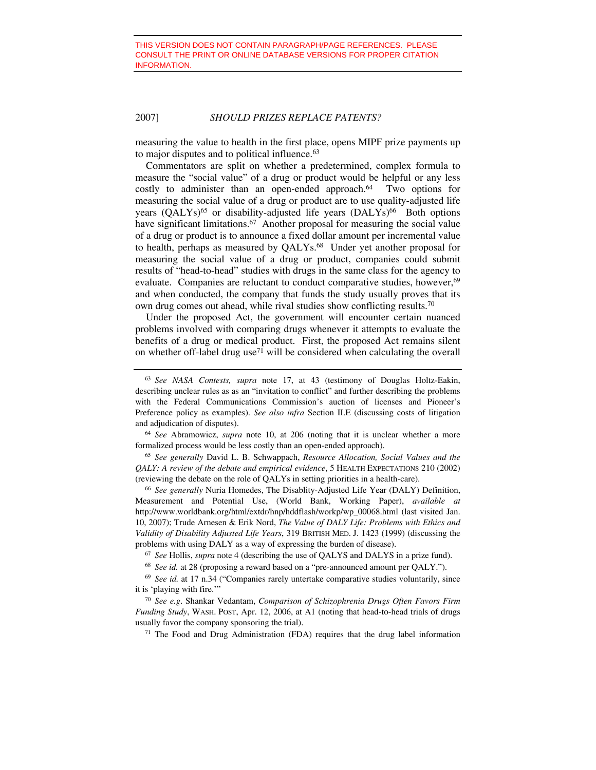THIS VERSION DOES NOT CONTAIN PARAGRAPH/PAGE REFERENCES. PLEASE CONSULT THE PRINT OR ONLINE DATABASE VERSIONS FOR PROPER CITATION INFORMATION.

measuring the value to health in the first place, opens MIPF prize payments up to major disputes and to political influence.[63]

Commentators are split on whether a predetermined, complex formula to measure the "social value" of a drug or product would be helpful or any less costly to administer than an open-ended approach.[64] Two options for measuring the social value of a drug or product are to use quality-adjusted life years (QALYs)[65] or disability-adjusted life years (DALYs)[66] Both options have significant limitations.[67] Another proposal for measuring the social value of a drug or product is to announce a fixed dollar amount per incremental value to health, perhaps as measured by QALYs.[68] Under yet another proposal for measuring the social value of a drug or product, companies could submit results of "head-to-head" studies with drugs in the same class for the agency to evaluate. Companies are reluctant to conduct comparative studies, however,[69] and when conducted, the company that funds the study usually proves that its own drug comes out ahead, while rival studies show conflicting results.[70]

Under the proposed Act, the government will encounter certain nuanced problems involved with comparing drugs whenever it attempts to evaluate the benefits of a drug or medical product. First, the proposed Act remains silent on whether off-label drug use[71] will be considered when calculating the overall

---

[63] *See NASA Contests, supra* note 17, at 43 (testimony of Douglas Holtz-Eakin, describing unclear rules as as an "invitation to conflict" and further describing the problems with the Federal Communications Commission's auction of licenses and Pioneer's Preference policy as examples). *See also infra* Section II.E (discussing costs of litigation and adjudication of disputes).

[64] *See* Abramowicz, *supra* note 10, at 206 (noting that it is unclear whether a more formalized process would be less costly than an open-ended approach).

[65] *See generally* David L. B. Schwappach, *Resource Allocation, Social Values and the QALY: A review of the debate and empirical evidence*, 5 HEALTH EXPECTATIONS 210 (2002) (reviewing the debate on the role of QALYs in setting priorities in a health-care).

[66] *See generally* Nuria Homedes, The Disablity-Adjusted Life Year (DALY) Definition, Measurement and Potential Use, (World Bank, Working Paper), *available at* http://www.worldbank.org/html/extdr/hnp/hddflash/workp/wp_00068.html (last visited Jan. 10, 2007); Trude Arnesen & Erik Nord, *The Value of DALY Life: Problems with Ethics and Validity of Disability Adjusted Life Years*, 319 BRITISH MED. J. 1423 (1999) (discussing the problems with using DALY as a way of expressing the burden of disease).

[67] *See* Hollis, *supra* note 4 (describing the use of QALYS and DALYS in a prize fund).

[68] *See id.* at 28 (proposing a reward based on a "pre-announced amount per QALY.").

[69] *See id.* at 17 n.34 ("Companies rarely untertake comparative studies voluntarily, since it is 'playing with fire.'"

[70] *See e.g*. Shankar Vedantam, *Comparison of Schizophrenia Drugs Often Favors Firm Funding Study*, WASH. POST, Apr. 12, 2006, at A1 (noting that head-to-head trials of drugs usually favor the company sponsoring the trial).

[71] The Food and Drug Administration (FDA) requires that the drug label information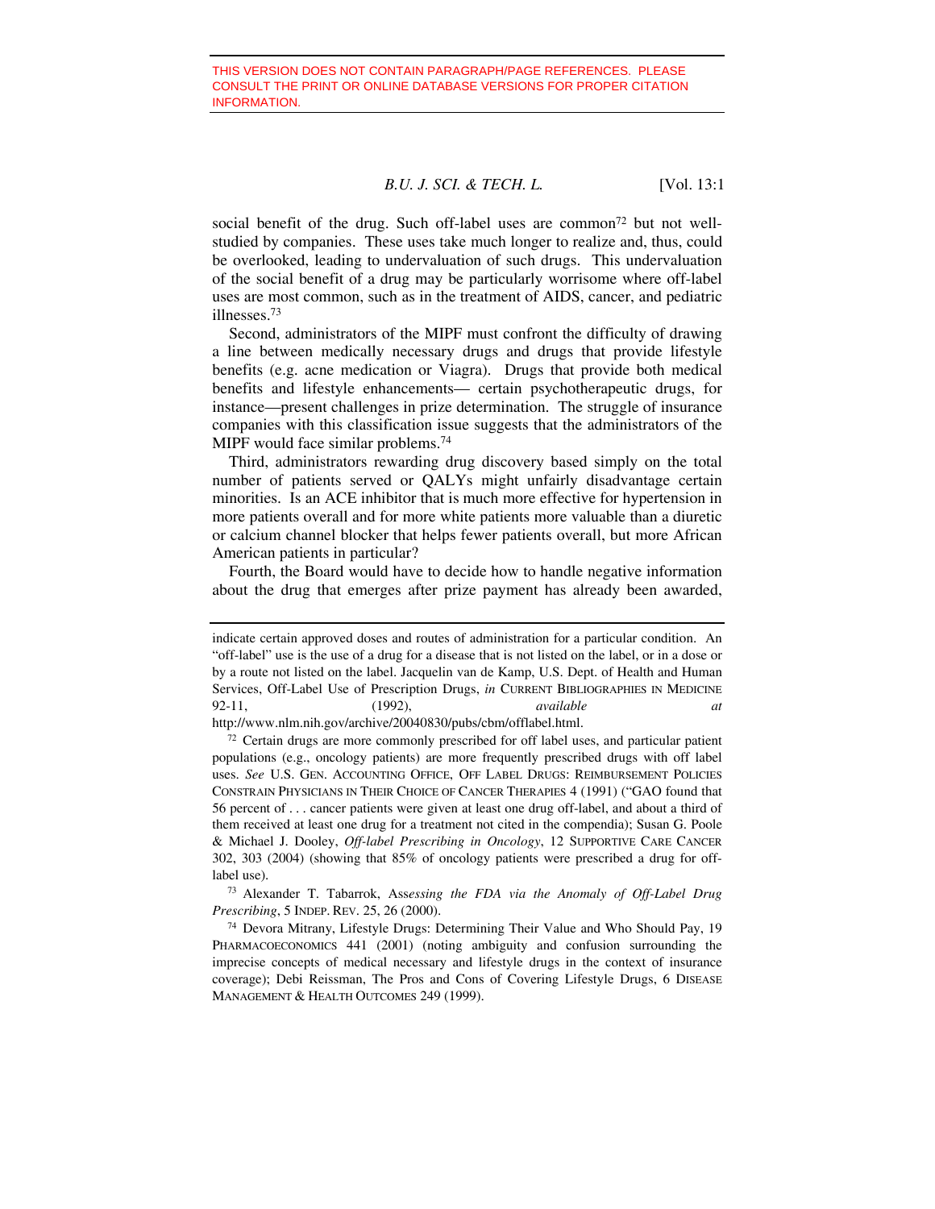THIS VERSION DOES NOT CONTAIN PARAGRAPH/PAGE REFERENCES. PLEASE CONSULT THE PRINT OR ONLINE DATABASE VERSIONS FOR PROPER CITATION INFORMATION.

social benefit of the drug. Such off-label uses are common[72] but not well-studied by companies. These uses take much longer to realize and, thus, could be overlooked, leading to undervaluation of such drugs. This undervaluation of the social benefit of a drug may be particularly worrisome where off-label uses are most common, such as in the treatment of AIDS, cancer, and pediatric illnesses.[73]

Second, administrators of the MIPF must confront the difficulty of drawing a line between medically necessary drugs and drugs that provide lifestyle benefits (e.g. acne medication or Viagra). Drugs that provide both medical benefits and lifestyle enhancements— certain psychotherapeutic drugs, for instance—present challenges in prize determination. The struggle of insurance companies with this classification issue suggests that the administrators of the MIPF would face similar problems.[74]

Third, administrators rewarding drug discovery based simply on the total number of patients served or QALYs might unfairly disadvantage certain minorities. Is an ACE inhibitor that is much more effective for hypertension in more patients overall and for more white patients more valuable than a diuretic or calcium channel blocker that helps fewer patients overall, but more African American patients in particular?

Fourth, the Board would have to decide how to handle negative information about the drug that emerges after prize payment has already been awarded,

---

indicate certain approved doses and routes of administration for a particular condition. An "off-label" use is the use of a drug for a disease that is not listed on the label, or in a dose or by a route not listed on the label. Jacquelin van de Kamp, U.S. Dept. of Health and Human Services, Off-Label Use of Prescription Drugs, *in* CURRENT BIBLIOGRAPHIES IN MEDICINE 92-11, (1992), *available at* http://www.nlm.nih.gov/archive/20040830/pubs/cbm/offlabel.html.

[72] Certain drugs are more commonly prescribed for off label uses, and particular patient populations (e.g., oncology patients) are more frequently prescribed drugs with off label uses. *See* U.S. GEN. ACCOUNTING OFFICE, OFF LABEL DRUGS: REIMBURSEMENT POLICIES CONSTRAIN PHYSICIANS IN THEIR CHOICE OF CANCER THERAPIES 4 (1991) ("GAO found that 56 percent of . . . cancer patients were given at least one drug off-label, and about a third of them received at least one drug for a treatment not cited in the compendia); Susan G. Poole & Michael J. Dooley, *Off-label Prescribing in Oncology*, 12 SUPPORTIVE CARE CANCER 302, 303 (2004) (showing that 85% of oncology patients were prescribed a drug for off-label use).

[73] Alexander T. Tabarrok, Ass*essing the FDA via the Anomaly of Off-Label Drug Prescribing*, 5 INDEP. REV. 25, 26 (2000).

[74] Devora Mitrany, Lifestyle Drugs: Determining Their Value and Who Should Pay, 19 PHARMACOECONOMICS 441 (2001) (noting ambiguity and confusion surrounding the imprecise concepts of medical necessary and lifestyle drugs in the context of insurance coverage); Debi Reissman, The Pros and Cons of Covering Lifestyle Drugs, 6 DISEASE MANAGEMENT & HEALTH OUTCOMES 249 (1999).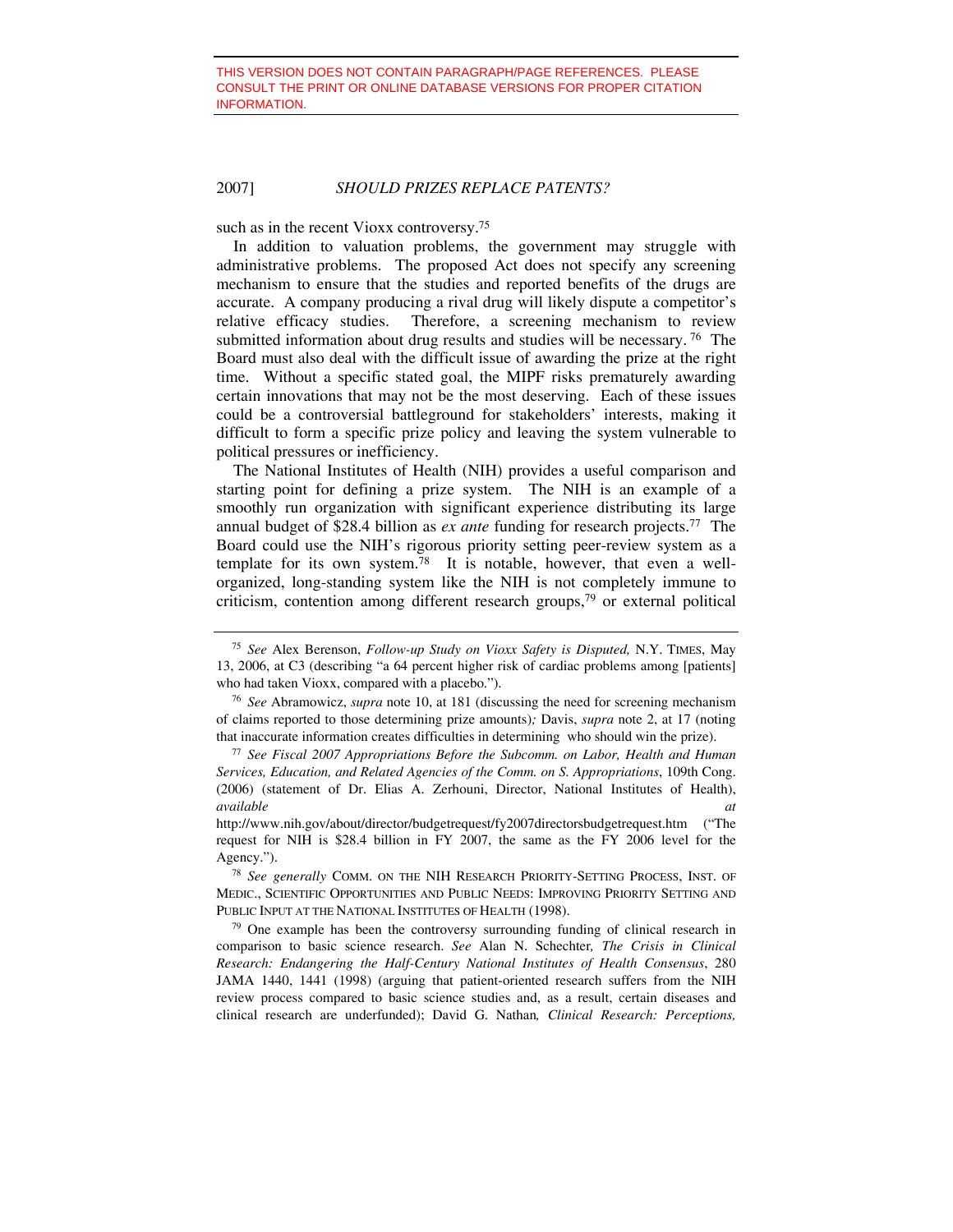THIS VERSION DOES NOT CONTAIN PARAGRAPH/PAGE REFERENCES. PLEASE CONSULT THE PRINT OR ONLINE DATABASE VERSIONS FOR PROPER CITATION INFORMATION.

such as in the recent Vioxx controversy.[75]

In addition to valuation problems, the government may struggle with administrative problems. The proposed Act does not specify any screening mechanism to ensure that the studies and reported benefits of the drugs are accurate. A company producing a rival drug will likely dispute a competitor's relative efficacy studies. Therefore, a screening mechanism to review submitted information about drug results and studies will be necessary.[76] The Board must also deal with the difficult issue of awarding the prize at the right time. Without a specific stated goal, the MIPF risks prematurely awarding certain innovations that may not be the most deserving. Each of these issues could be a controversial battleground for stakeholders' interests, making it difficult to form a specific prize policy and leaving the system vulnerable to political pressures or inefficiency.

The National Institutes of Health (NIH) provides a useful comparison and starting point for defining a prize system. The NIH is an example of a smoothly run organization with significant experience distributing its large annual budget of $28.4 billion as *ex ante* funding for research projects.[77] The Board could use the NIH's rigorous priority setting peer-review system as a template for its own system.[78] It is notable, however, that even a well-organized, long-standing system like the NIH is not completely immune to criticism, contention among different research groups,[79] or external political

---

[75] *See* Alex Berenson, *Follow-up Study on Vioxx Safety is Disputed,* N.Y. TIMES, May 13, 2006, at C3 (describing "a 64 percent higher risk of cardiac problems among [patients] who had taken Vioxx, compared with a placebo.").

[76] *See* Abramowicz, *supra* note 10, at 181 (discussing the need for screening mechanism of claims reported to those determining prize amounts)*;* Davis, *supra* note 2, at 17 (noting that inaccurate information creates difficulties in determining who should win the prize).

[77] *See Fiscal 2007 Appropriations Before the Subcomm. on Labor, Health and Human Services, Education, and Related Agencies of the Comm. on S. Appropriations*, 109th Cong. (2006) (statement of Dr. Elias A. Zerhouni, Director, National Institutes of Health), *available at* http://www.nih.gov/about/director/budgetrequest/fy2007directorsbudgetrequest.htm ("The request for NIH is $28.4 billion in FY 2007, the same as the FY 2006 level for the Agency.").

[78] *See generally* COMM. ON THE NIH RESEARCH PRIORITY-SETTING PROCESS, INST. OF MEDIC., SCIENTIFIC OPPORTUNITIES AND PUBLIC NEEDS: IMPROVING PRIORITY SETTING AND PUBLIC INPUT AT THE NATIONAL INSTITUTES OF HEALTH (1998).

[79] One example has been the controversy surrounding funding of clinical research in comparison to basic science research. *See* Alan N. Schechter*, The Crisis in Clinical Research: Endangering the Half-Century National Institutes of Health Consensus*, 280 JAMA 1440, 1441 (1998) (arguing that patient-oriented research suffers from the NIH review process compared to basic science studies and, as a result, certain diseases and clinical research are underfunded); David G. Nathan*, Clinical Research: Perceptions,*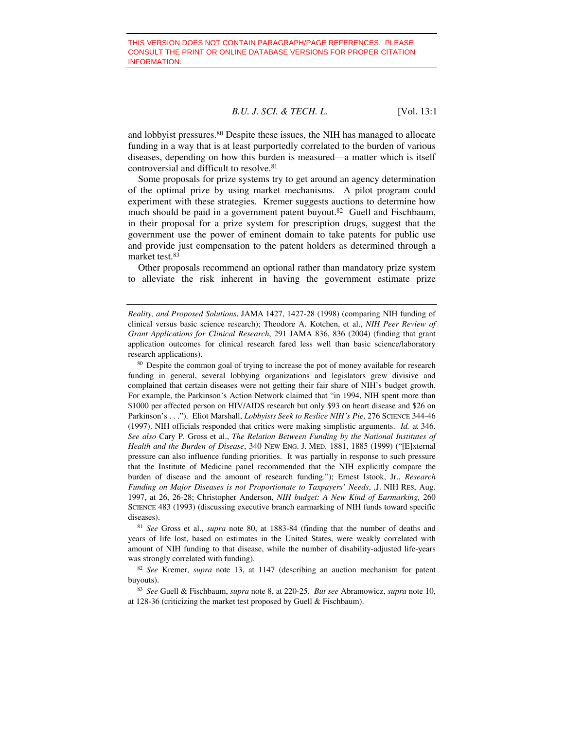and lobbyist pressures.[80] Despite these issues, the NIH has managed to allocate funding in a way that is at least purportedly correlated to the burden of various diseases, depending on how this burden is measured—a matter which is itself controversial and difficult to resolve.[81]

Some proposals for prize systems try to get around an agency determination of the optimal prize by using market mechanisms. A pilot program could experiment with these strategies. Kremer suggests auctions to determine how much should be paid in a government patent buyout.[82] Guell and Fischbaum, in their proposal for a prize system for prescription drugs, suggest that the government use the power of eminent domain to take patents for public use and provide just compensation to the patent holders as determined through a market test.[83]

Other proposals recommend an optional rather than mandatory prize system to alleviate the risk inherent in having the government estimate prize

---

*Reality, and Proposed Solutions*, JAMA 1427, 1427-28 (1998) (comparing NIH funding of clinical versus basic science research); Theodore A. Kotchen, et al., *NIH Peer Review of Grant Applications for Clinical Research*, 291 JAMA 836, 836 (2004) (finding that grant application outcomes for clinical research fared less well than basic science/laboratory research applications).

[80] Despite the common goal of trying to increase the pot of money available for research funding in general, several lobbying organizations and legislators grew divisive and complained that certain diseases were not getting their fair share of NIH's budget growth. For example, the Parkinson's Action Network claimed that "in 1994, NIH spent more than $1000 per affected person on HIV/AIDS research but only $93 on heart disease and $26 on Parkinson's . . ."). Eliot Marshall, *Lobbyists Seek to Reslice NIH's Pie*, 276 SCIENCE 344-46 (1997). NIH officials responded that critics were making simplistic arguments. *Id.* at 346. *See also* Cary P. Gross et al., *The Relation Between Funding by the National Institutes of Health and the Burden of Disease*, 340 NEW ENG. J. MED. 1881, 1885 (1999) ("[E]xternal pressure can also influence funding priorities. It was partially in response to such pressure that the Institute of Medicine panel recommended that the NIH explicitly compare the burden of disease and the amount of research funding."); Ernest Istook, Jr., *Research Funding on Major Diseases is not Proportionate to Taxpayers' Needs*, ,J. NIH RES, Aug. 1997, at 26, 26-28; Christopher Anderson, *NIH budget: A New Kind of Earmarking,* 260 SCIENCE 483 (1993) (discussing executive branch earmarking of NIH funds toward specific diseases).

[81] *See* Gross et al., *supra* note 80, at 1883-84 (finding that the number of deaths and years of life lost, based on estimates in the United States, were weakly correlated with amount of NIH funding to that disease, while the number of disability-adjusted life-years was strongly correlated with funding).

[82] *See* Kremer, *supra* note 13, at 1147 (describing an auction mechanism for patent buyouts).

[83] *See* Guell & Fischbaum, *supra* note 8, at 220-25. *But see* Abramowicz, *supra* note 10, at 128-36 (criticizing the market test proposed by Guell & Fischbaum).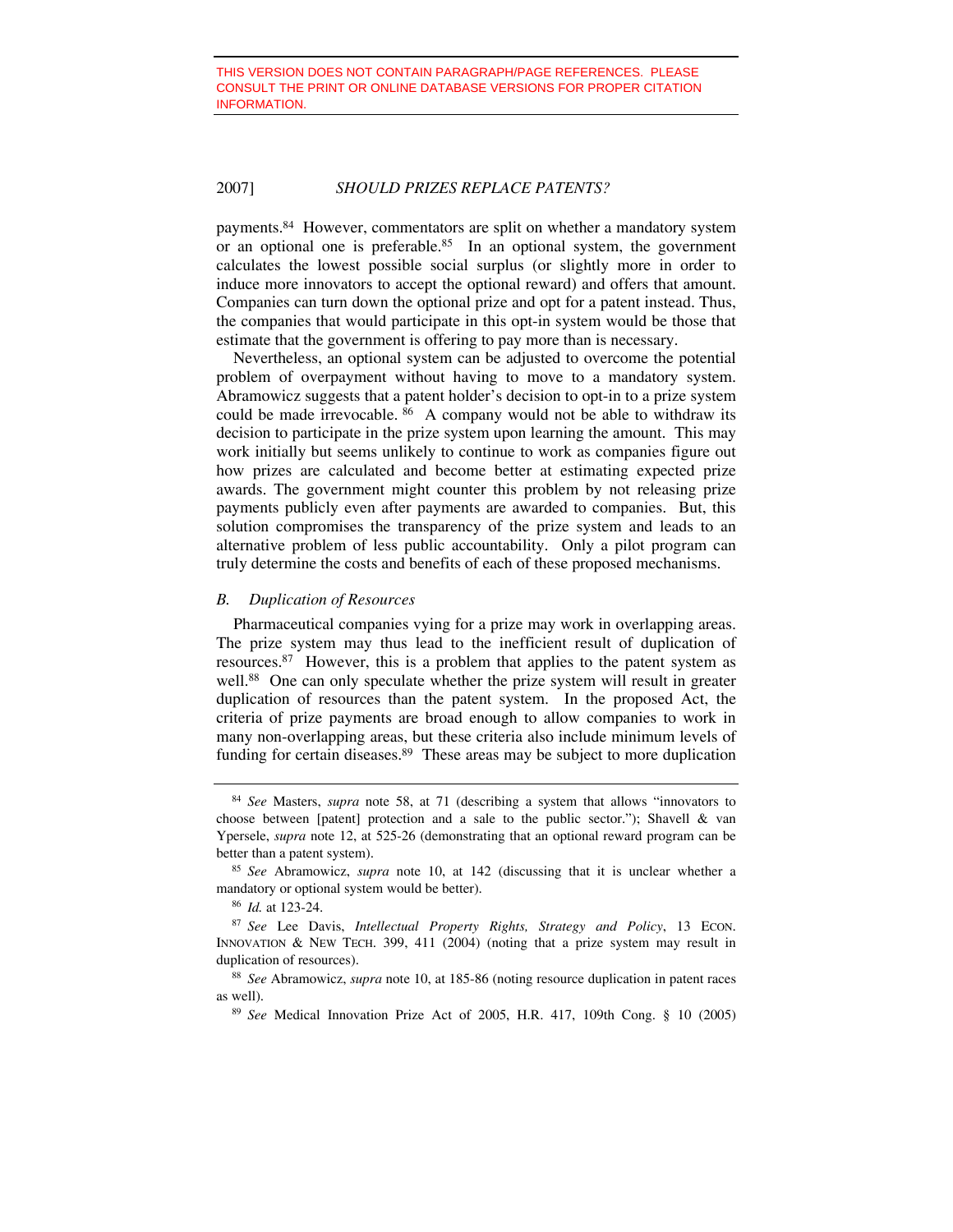THIS VERSION DOES NOT CONTAIN PARAGRAPH/PAGE REFERENCES. PLEASE CONSULT THE PRINT OR ONLINE DATABASE VERSIONS FOR PROPER CITATION INFORMATION.

payments.[84] However, commentators are split on whether a mandatory system or an optional one is preferable.[85] In an optional system, the government calculates the lowest possible social surplus (or slightly more in order to induce more innovators to accept the optional reward) and offers that amount. Companies can turn down the optional prize and opt for a patent instead. Thus, the companies that would participate in this opt-in system would be those that estimate that the government is offering to pay more than is necessary.

Nevertheless, an optional system can be adjusted to overcome the potential problem of overpayment without having to move to a mandatory system. Abramowicz suggests that a patent holder's decision to opt-in to a prize system could be made irrevocable.[86] A company would not be able to withdraw its decision to participate in the prize system upon learning the amount. This may work initially but seems unlikely to continue to work as companies figure out how prizes are calculated and become better at estimating expected prize awards. The government might counter this problem by not releasing prize payments publicly even after payments are awarded to companies. But, this solution compromises the transparency of the prize system and leads to an alternative problem of less public accountability. Only a pilot program can truly determine the costs and benefits of each of these proposed mechanisms.

### *B. Duplication of Resources*

Pharmaceutical companies vying for a prize may work in overlapping areas. The prize system may thus lead to the inefficient result of duplication of resources.[87] However, this is a problem that applies to the patent system as well.[88] One can only speculate whether the prize system will result in greater duplication of resources than the patent system. In the proposed Act, the criteria of prize payments are broad enough to allow companies to work in many non-overlapping areas, but these criteria also include minimum levels of funding for certain diseases.[89] These areas may be subject to more duplication

---

[84] *See* Masters, *supra* note 58, at 71 (describing a system that allows "innovators to choose between [patent] protection and a sale to the public sector."); Shavell & van Ypersele, *supra* note 12, at 525-26 (demonstrating that an optional reward program can be better than a patent system).

[85] *See* Abramowicz, *supra* note 10, at 142 (discussing that it is unclear whether a mandatory or optional system would be better).

[86] *Id.* at 123-24.

[87] *See* Lee Davis, *Intellectual Property Rights, Strategy and Policy*, 13 ECON. INNOVATION & NEW TECH. 399, 411 (2004) (noting that a prize system may result in duplication of resources).

[88] *See* Abramowicz, *supra* note 10, at 185-86 (noting resource duplication in patent races as well).

[89] *See* Medical Innovation Prize Act of 2005, H.R. 417, 109th Cong. § 10 (2005)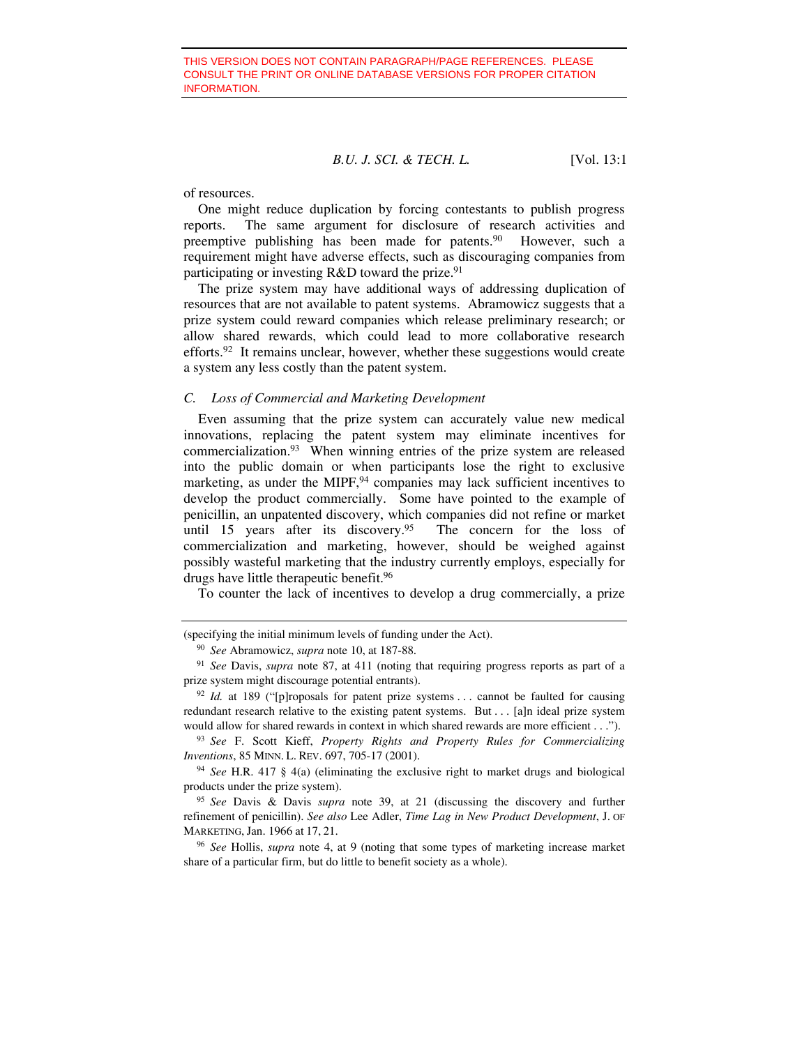THIS VERSION DOES NOT CONTAIN PARAGRAPH/PAGE REFERENCES. PLEASE CONSULT THE PRINT OR ONLINE DATABASE VERSIONS FOR PROPER CITATION INFORMATION.

of resources.

One might reduce duplication by forcing contestants to publish progress reports. The same argument for disclosure of research activities and preemptive publishing has been made for patents.[90] However, such a requirement might have adverse effects, such as discouraging companies from participating or investing R&D toward the prize.[91]

The prize system may have additional ways of addressing duplication of resources that are not available to patent systems. Abramowicz suggests that a prize system could reward companies which release preliminary research; or allow shared rewards, which could lead to more collaborative research efforts.[92] It remains unclear, however, whether these suggestions would create a system any less costly than the patent system.

### *C. Loss of Commercial and Marketing Development*

Even assuming that the prize system can accurately value new medical innovations, replacing the patent system may eliminate incentives for commercialization.[93] When winning entries of the prize system are released into the public domain or when participants lose the right to exclusive marketing, as under the MIPF,[94] companies may lack sufficient incentives to develop the product commercially. Some have pointed to the example of penicillin, an unpatented discovery, which companies did not refine or market until 15 years after its discovery.[95] The concern for the loss of commercialization and marketing, however, should be weighed against possibly wasteful marketing that the industry currently employs, especially for drugs have little therapeutic benefit.[96]

To counter the lack of incentives to develop a drug commercially, a prize

---

(specifying the initial minimum levels of funding under the Act).

[90] *See* Abramowicz, *supra* note 10, at 187-88.

[91] *See* Davis, *supra* note 87, at 411 (noting that requiring progress reports as part of a prize system might discourage potential entrants).

[92] *Id.* at 189 ("[p]roposals for patent prize systems . . . cannot be faulted for causing redundant research relative to the existing patent systems. But . . . [a]n ideal prize system would allow for shared rewards in context in which shared rewards are more efficient . . .").

[93] *See* F. Scott Kieff, *Property Rights and Property Rules for Commercializing Inventions*, 85 MINN. L. REV. 697, 705-17 (2001).

[94] *See* H.R. 417 § 4(a) (eliminating the exclusive right to market drugs and biological products under the prize system).

[95] *See* Davis & Davis *supra* note 39, at 21 (discussing the discovery and further refinement of penicillin). *See also* Lee Adler, *Time Lag in New Product Development*, J. OF MARKETING, Jan. 1966 at 17, 21.

[96] *See* Hollis, *supra* note 4, at 9 (noting that some types of marketing increase market share of a particular firm, but do little to benefit society as a whole).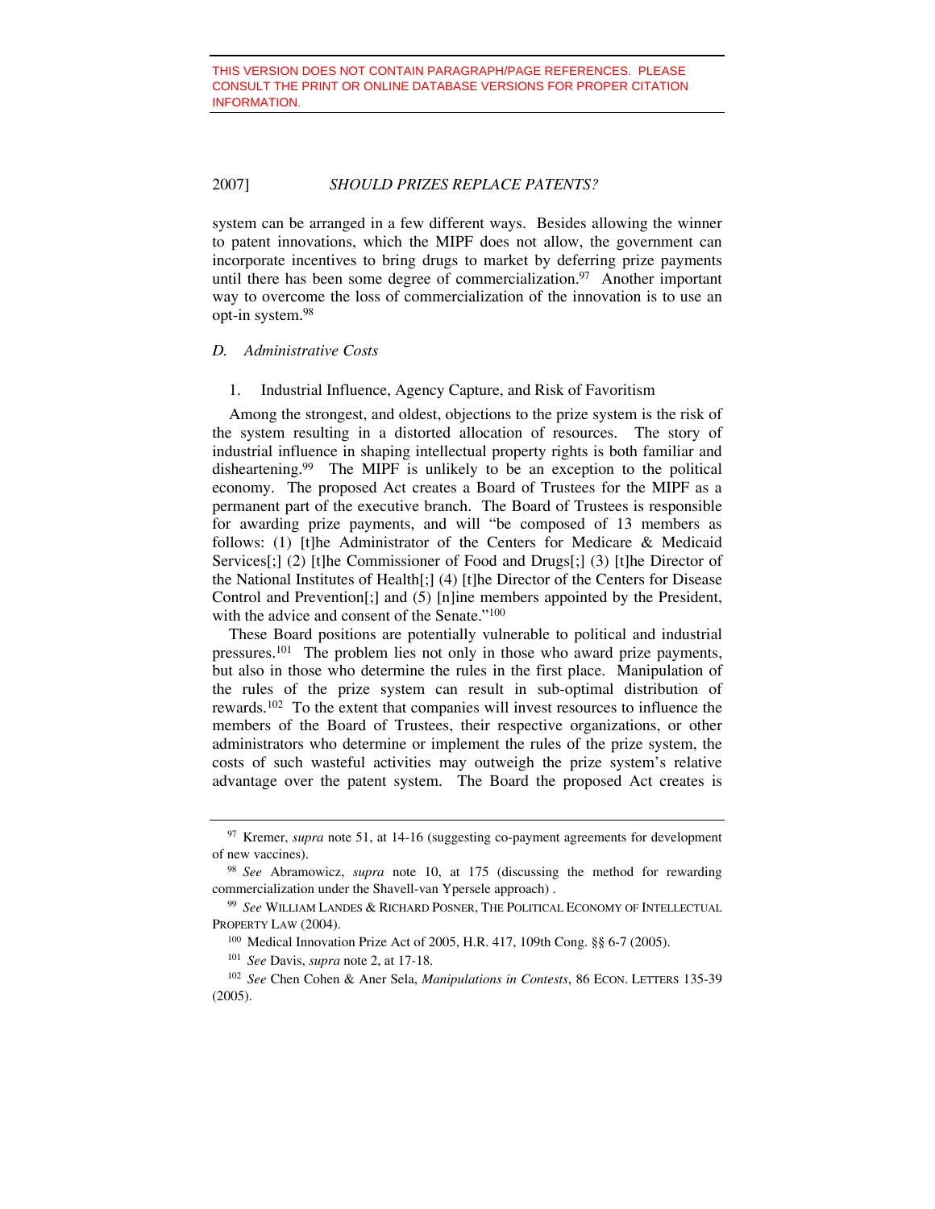THIS VERSION DOES NOT CONTAIN PARAGRAPH/PAGE REFERENCES. PLEASE CONSULT THE PRINT OR ONLINE DATABASE VERSIONS FOR PROPER CITATION INFORMATION.

system can be arranged in a few different ways. Besides allowing the winner to patent innovations, which the MIPF does not allow, the government can incorporate incentives to bring drugs to market by deferring prize payments until there has been some degree of commercialization.[97] Another important way to overcome the loss of commercialization of the innovation is to use an opt-in system.[98]

### *D. Administrative Costs*

#### 1. Industrial Influence, Agency Capture, and Risk of Favoritism

Among the strongest, and oldest, objections to the prize system is the risk of the system resulting in a distorted allocation of resources. The story of industrial influence in shaping intellectual property rights is both familiar and disheartening.[99] The MIPF is unlikely to be an exception to the political economy. The proposed Act creates a Board of Trustees for the MIPF as a permanent part of the executive branch. The Board of Trustees is responsible for awarding prize payments, and will "be composed of 13 members as follows: (1) [t]he Administrator of the Centers for Medicare & Medicaid Services[;] (2) [t]he Commissioner of Food and Drugs[;] (3) [t]he Director of the National Institutes of Health[;] (4) [t]he Director of the Centers for Disease Control and Prevention[;] and (5) [n]ine members appointed by the President, with the advice and consent of the Senate."[100]

These Board positions are potentially vulnerable to political and industrial pressures.[101] The problem lies not only in those who award prize payments, but also in those who determine the rules in the first place. Manipulation of the rules of the prize system can result in sub-optimal distribution of rewards.[102] To the extent that companies will invest resources to influence the members of the Board of Trustees, their respective organizations, or other administrators who determine or implement the rules of the prize system, the costs of such wasteful activities may outweigh the prize system's relative advantage over the patent system. The Board the proposed Act creates is

---

[97] Kremer, *supra* note 51, at 14-16 (suggesting co-payment agreements for development of new vaccines).

[98] *See* Abramowicz, *supra* note 10, at 175 (discussing the method for rewarding commercialization under the Shavell-van Ypersele approach) .

[99] *See* WILLIAM LANDES & RICHARD POSNER, THE POLITICAL ECONOMY OF INTELLECTUAL PROPERTY LAW (2004).

[100] Medical Innovation Prize Act of 2005, H.R. 417, 109th Cong. §§ 6-7 (2005).

[101] *See* Davis, *supra* note 2, at 17-18.

[102] *See* Chen Cohen & Aner Sela, *Manipulations in Contests*, 86 ECON. LETTERS 135-39 (2005).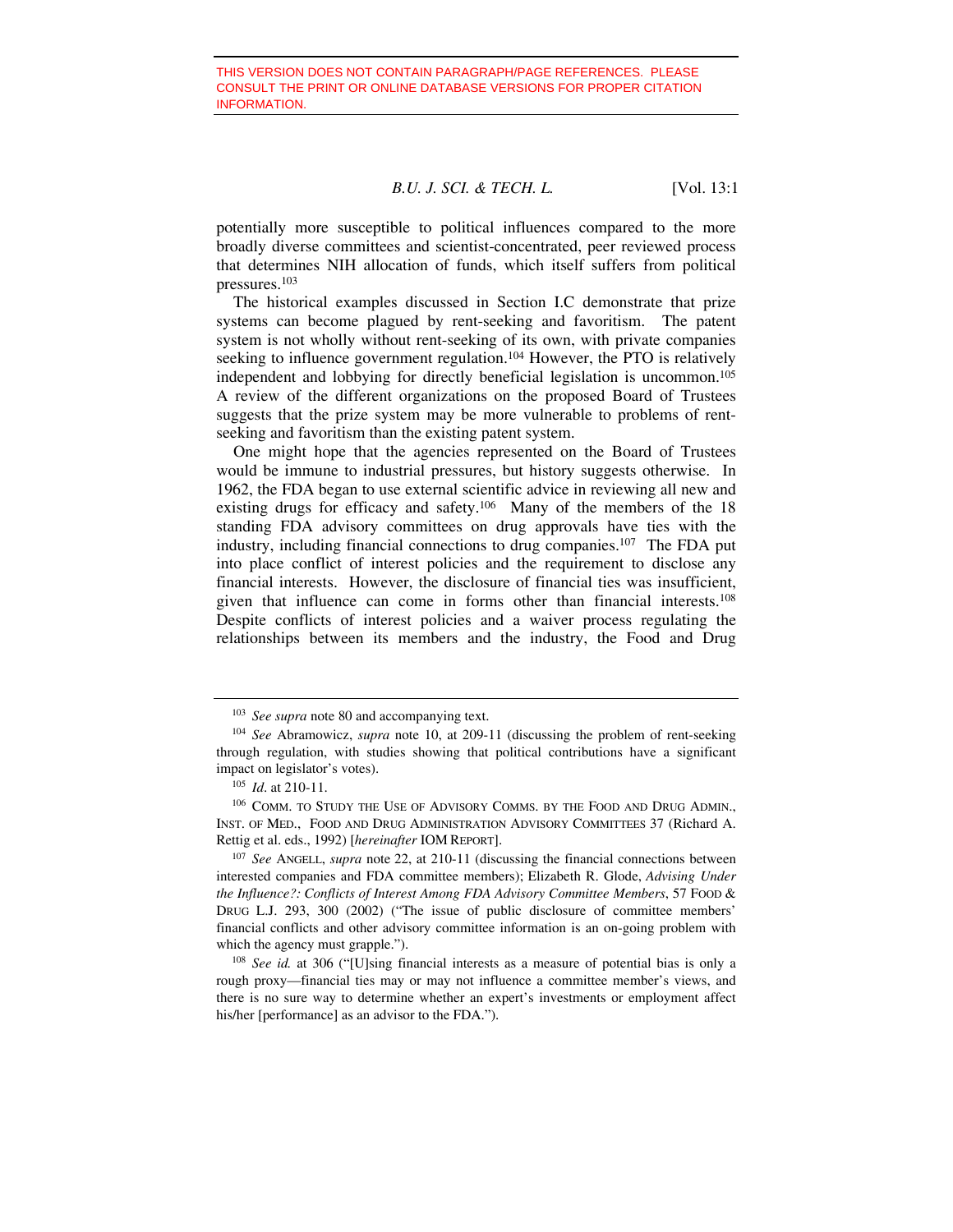THIS VERSION DOES NOT CONTAIN PARAGRAPH/PAGE REFERENCES. PLEASE CONSULT THE PRINT OR ONLINE DATABASE VERSIONS FOR PROPER CITATION INFORMATION.

potentially more susceptible to political influences compared to the more broadly diverse committees and scientist-concentrated, peer reviewed process that determines NIH allocation of funds, which itself suffers from political pressures.[103]

The historical examples discussed in Section I.C demonstrate that prize systems can become plagued by rent-seeking and favoritism. The patent system is not wholly without rent-seeking of its own, with private companies seeking to influence government regulation.[104] However, the PTO is relatively independent and lobbying for directly beneficial legislation is uncommon.[105] A review of the different organizations on the proposed Board of Trustees suggests that the prize system may be more vulnerable to problems of rent-seeking and favoritism than the existing patent system.

One might hope that the agencies represented on the Board of Trustees would be immune to industrial pressures, but history suggests otherwise. In 1962, the FDA began to use external scientific advice in reviewing all new and existing drugs for efficacy and safety.[106] Many of the members of the 18 standing FDA advisory committees on drug approvals have ties with the industry, including financial connections to drug companies.[107] The FDA put into place conflict of interest policies and the requirement to disclose any financial interests. However, the disclosure of financial ties was insufficient, given that influence can come in forms other than financial interests.[108] Despite conflicts of interest policies and a waiver process regulating the relationships between its members and the industry, the Food and Drug

---

[103] *See supra* note 80 and accompanying text.

[104] *See* Abramowicz, *supra* note 10, at 209-11 (discussing the problem of rent-seeking through regulation, with studies showing that political contributions have a significant impact on legislator's votes).

[105] *Id*. at 210-11.

[106] COMM. TO STUDY THE USE OF ADVISORY COMMS. BY THE FOOD AND DRUG ADMIN., INST. OF MED., FOOD AND DRUG ADMINISTRATION ADVISORY COMMITTEES 37 (Richard A. Rettig et al. eds., 1992) [*hereinafter* IOM REPORT].

[107] *See* ANGELL, *supra* note 22, at 210-11 (discussing the financial connections between interested companies and FDA committee members); Elizabeth R. Glode, *Advising Under the Influence?: Conflicts of Interest Among FDA Advisory Committee Members*, 57 FOOD & DRUG L.J. 293, 300 (2002) ("The issue of public disclosure of committee members' financial conflicts and other advisory committee information is an on-going problem with which the agency must grapple.").

[108] *See id.* at 306 ("[U]sing financial interests as a measure of potential bias is only a rough proxy—financial ties may or may not influence a committee member's views, and there is no sure way to determine whether an expert's investments or employment affect his/her [performance] as an advisor to the FDA.").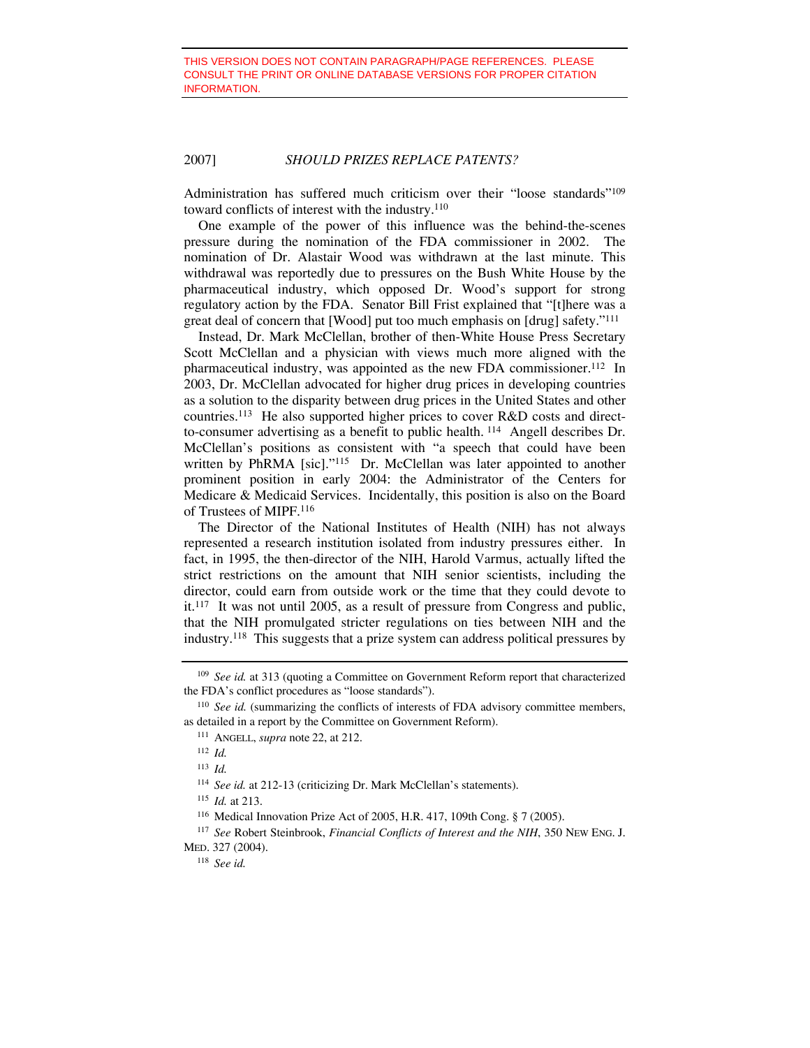Administration has suffered much criticism over their "loose standards"[109] toward conflicts of interest with the industry.[110]

One example of the power of this influence was the behind-the-scenes pressure during the nomination of the FDA commissioner in 2002. The nomination of Dr. Alastair Wood was withdrawn at the last minute. This withdrawal was reportedly due to pressures on the Bush White House by the pharmaceutical industry, which opposed Dr. Wood's support for strong regulatory action by the FDA. Senator Bill Frist explained that "[t]here was a great deal of concern that [Wood] put too much emphasis on [drug] safety."[111]

Instead, Dr. Mark McClellan, brother of then-White House Press Secretary Scott McClellan and a physician with views much more aligned with the pharmaceutical industry, was appointed as the new FDA commissioner.[112] In 2003, Dr. McClellan advocated for higher drug prices in developing countries as a solution to the disparity between drug prices in the United States and other countries.[113] He also supported higher prices to cover R&D costs and direct-to-consumer advertising as a benefit to public health.[114] Angell describes Dr. McClellan's positions as consistent with "a speech that could have been written by PhRMA [sic]."[115] Dr. McClellan was later appointed to another prominent position in early 2004: the Administrator of the Centers for Medicare & Medicaid Services. Incidentally, this position is also on the Board of Trustees of MIPF.[116]

The Director of the National Institutes of Health (NIH) has not always represented a research institution isolated from industry pressures either. In fact, in 1995, the then-director of the NIH, Harold Varmus, actually lifted the strict restrictions on the amount that NIH senior scientists, including the director, could earn from outside work or the time that they could devote to it.[117] It was not until 2005, as a result of pressure from Congress and public, that the NIH promulgated stricter regulations on ties between NIH and the industry.[118] This suggests that a prize system can address political pressures by

---

[109] *See id.* at 313 (quoting a Committee on Government Reform report that characterized the FDA's conflict procedures as "loose standards").

[110] *See id.* (summarizing the conflicts of interests of FDA advisory committee members, as detailed in a report by the Committee on Government Reform).

[111] ANGELL, *supra* note 22, at 212.

[112] *Id.*

[113] *Id.*

[114] *See id.* at 212-13 (criticizing Dr. Mark McClellan's statements).

[115] *Id.* at 213.

[116] Medical Innovation Prize Act of 2005, H.R. 417, 109th Cong. § 7 (2005).

[117] *See* Robert Steinbrook, *Financial Conflicts of Interest and the NIH*, 350 NEW ENG. J. MED. 327 (2004).

[118] *See id.*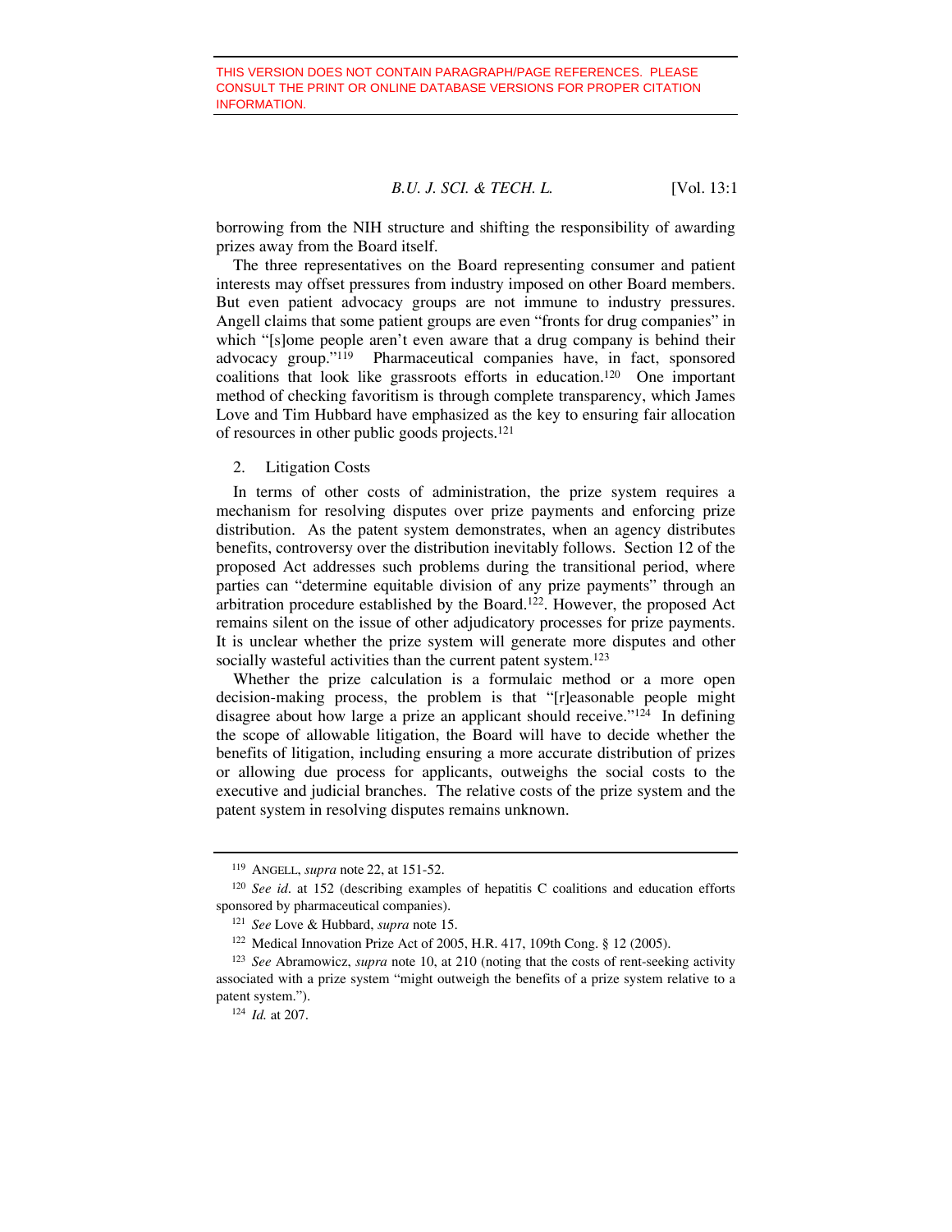THIS VERSION DOES NOT CONTAIN PARAGRAPH/PAGE REFERENCES. PLEASE CONSULT THE PRINT OR ONLINE DATABASE VERSIONS FOR PROPER CITATION INFORMATION.

borrowing from the NIH structure and shifting the responsibility of awarding prizes away from the Board itself.

The three representatives on the Board representing consumer and patient interests may offset pressures from industry imposed on other Board members. But even patient advocacy groups are not immune to industry pressures. Angell claims that some patient groups are even "fronts for drug companies" in which "[s]ome people aren't even aware that a drug company is behind their advocacy group."[119] Pharmaceutical companies have, in fact, sponsored coalitions that look like grassroots efforts in education.[120] One important method of checking favoritism is through complete transparency, which James Love and Tim Hubbard have emphasized as the key to ensuring fair allocation of resources in other public goods projects.[121]

2. Litigation Costs

In terms of other costs of administration, the prize system requires a mechanism for resolving disputes over prize payments and enforcing prize distribution. As the patent system demonstrates, when an agency distributes benefits, controversy over the distribution inevitably follows. Section 12 of the proposed Act addresses such problems during the transitional period, where parties can "determine equitable division of any prize payments" through an arbitration procedure established by the Board.[122]. However, the proposed Act remains silent on the issue of other adjudicatory processes for prize payments. It is unclear whether the prize system will generate more disputes and other socially wasteful activities than the current patent system.[123]

Whether the prize calculation is a formulaic method or a more open decision-making process, the problem is that "[r]easonable people might disagree about how large a prize an applicant should receive."[124] In defining the scope of allowable litigation, the Board will have to decide whether the benefits of litigation, including ensuring a more accurate distribution of prizes or allowing due process for applicants, outweighs the social costs to the executive and judicial branches. The relative costs of the prize system and the patent system in resolving disputes remains unknown.

---

[119] ANGELL, *supra* note 22, at 151-52.

[120] *See id.* at 152 (describing examples of hepatitis C coalitions and education efforts sponsored by pharmaceutical companies).

[121] *See* Love & Hubbard, *supra* note 15.

[122] Medical Innovation Prize Act of 2005, H.R. 417, 109th Cong. § 12 (2005).

[123] *See* Abramowicz, *supra* note 10, at 210 (noting that the costs of rent-seeking activity associated with a prize system "might outweigh the benefits of a prize system relative to a patent system.").

[124] *Id.* at 207.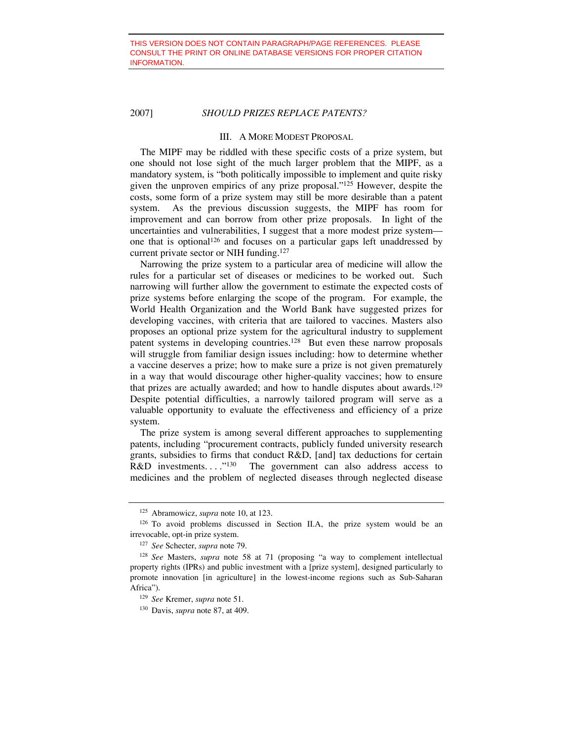THIS VERSION DOES NOT CONTAIN PARAGRAPH/PAGE REFERENCES. PLEASE CONSULT THE PRINT OR ONLINE DATABASE VERSIONS FOR PROPER CITATION INFORMATION.

## III. A MORE MODEST PROPOSAL

The MIPF may be riddled with these specific costs of a prize system, but one should not lose sight of the much larger problem that the MIPF, as a mandatory system, is "both politically impossible to implement and quite risky given the unproven empirics of any prize proposal."[125] However, despite the costs, some form of a prize system may still be more desirable than a patent system. As the previous discussion suggests, the MIPF has room for improvement and can borrow from other prize proposals. In light of the uncertainties and vulnerabilities, I suggest that a more modest prize system—one that is optional[126] and focuses on a particular gaps left unaddressed by current private sector or NIH funding.[127]

Narrowing the prize system to a particular area of medicine will allow the rules for a particular set of diseases or medicines to be worked out. Such narrowing will further allow the government to estimate the expected costs of prize systems before enlarging the scope of the program. For example, the World Health Organization and the World Bank have suggested prizes for developing vaccines, with criteria that are tailored to vaccines. Masters also proposes an optional prize system for the agricultural industry to supplement patent systems in developing countries.[128] But even these narrow proposals will struggle from familiar design issues including: how to determine whether a vaccine deserves a prize; how to make sure a prize is not given prematurely in a way that would discourage other higher-quality vaccines; how to ensure that prizes are actually awarded; and how to handle disputes about awards.[129] Despite potential difficulties, a narrowly tailored program will serve as a valuable opportunity to evaluate the effectiveness and efficiency of a prize system.

The prize system is among several different approaches to supplementing patents, including "procurement contracts, publicly funded university research grants, subsidies to firms that conduct R&D, [and] tax deductions for certain R&D investments. . . ."[130] The government can also address access to medicines and the problem of neglected diseases through neglected disease

---

[125] Abramowicz, *supra* note 10, at 123.

[126] To avoid problems discussed in Section II.A, the prize system would be an irrevocable, opt-in prize system.

[127] *See* Schecter, *supra* note 79.

[128] *See* Masters, *supra* note 58 at 71 (proposing "a way to complement intellectual property rights (IPRs) and public investment with a [prize system], designed particularly to promote innovation [in agriculture] in the lowest-income regions such as Sub-Saharan Africa").

[129] *See* Kremer, *supra* note 51.

[130] Davis, *supra* note 87, at 409.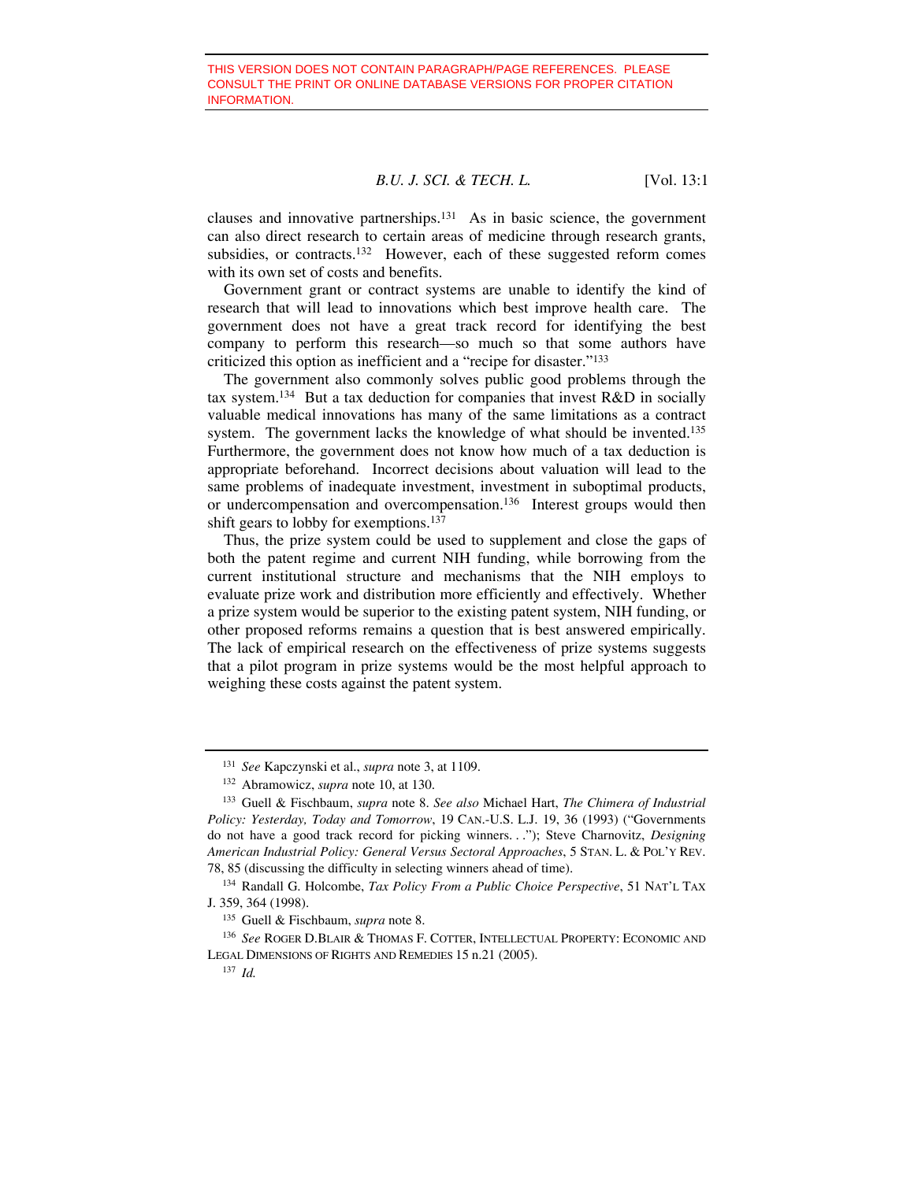THIS VERSION DOES NOT CONTAIN PARAGRAPH/PAGE REFERENCES. PLEASE CONSULT THE PRINT OR ONLINE DATABASE VERSIONS FOR PROPER CITATION INFORMATION.

clauses and innovative partnerships.[131] As in basic science, the government can also direct research to certain areas of medicine through research grants, subsidies, or contracts.[132] However, each of these suggested reform comes with its own set of costs and benefits.

Government grant or contract systems are unable to identify the kind of research that will lead to innovations which best improve health care. The government does not have a great track record for identifying the best company to perform this research—so much so that some authors have criticized this option as inefficient and a "recipe for disaster."[133]

The government also commonly solves public good problems through the tax system.[134] But a tax deduction for companies that invest R&D in socially valuable medical innovations has many of the same limitations as a contract system. The government lacks the knowledge of what should be invented.[135] Furthermore, the government does not know how much of a tax deduction is appropriate beforehand. Incorrect decisions about valuation will lead to the same problems of inadequate investment, investment in suboptimal products, or undercompensation and overcompensation.[136] Interest groups would then shift gears to lobby for exemptions.[137]

Thus, the prize system could be used to supplement and close the gaps of both the patent regime and current NIH funding, while borrowing from the current institutional structure and mechanisms that the NIH employs to evaluate prize work and distribution more efficiently and effectively. Whether a prize system would be superior to the existing patent system, NIH funding, or other proposed reforms remains a question that is best answered empirically. The lack of empirical research on the effectiveness of prize systems suggests that a pilot program in prize systems would be the most helpful approach to weighing these costs against the patent system.

---

[131] *See* Kapczynski et al., *supra* note 3, at 1109.

[132] Abramowicz, *supra* note 10, at 130.

[133] Guell & Fischbaum, *supra* note 8. *See also* Michael Hart, *The Chimera of Industrial Policy: Yesterday, Today and Tomorrow*, 19 CAN.-U.S. L.J. 19, 36 (1993) ("Governments do not have a good track record for picking winners. . ."); Steve Charnovitz, *Designing American Industrial Policy: General Versus Sectoral Approaches*, 5 STAN. L. & POL'Y REV. 78, 85 (discussing the difficulty in selecting winners ahead of time).

[134] Randall G. Holcombe, *Tax Policy From a Public Choice Perspective*, 51 NAT'L TAX J. 359, 364 (1998).

[135] Guell & Fischbaum, *supra* note 8.

[136] *See* ROGER D.BLAIR & THOMAS F. COTTER, INTELLECTUAL PROPERTY: ECONOMIC AND LEGAL DIMENSIONS OF RIGHTS AND REMEDIES 15 n.21 (2005).

[137] *Id.*